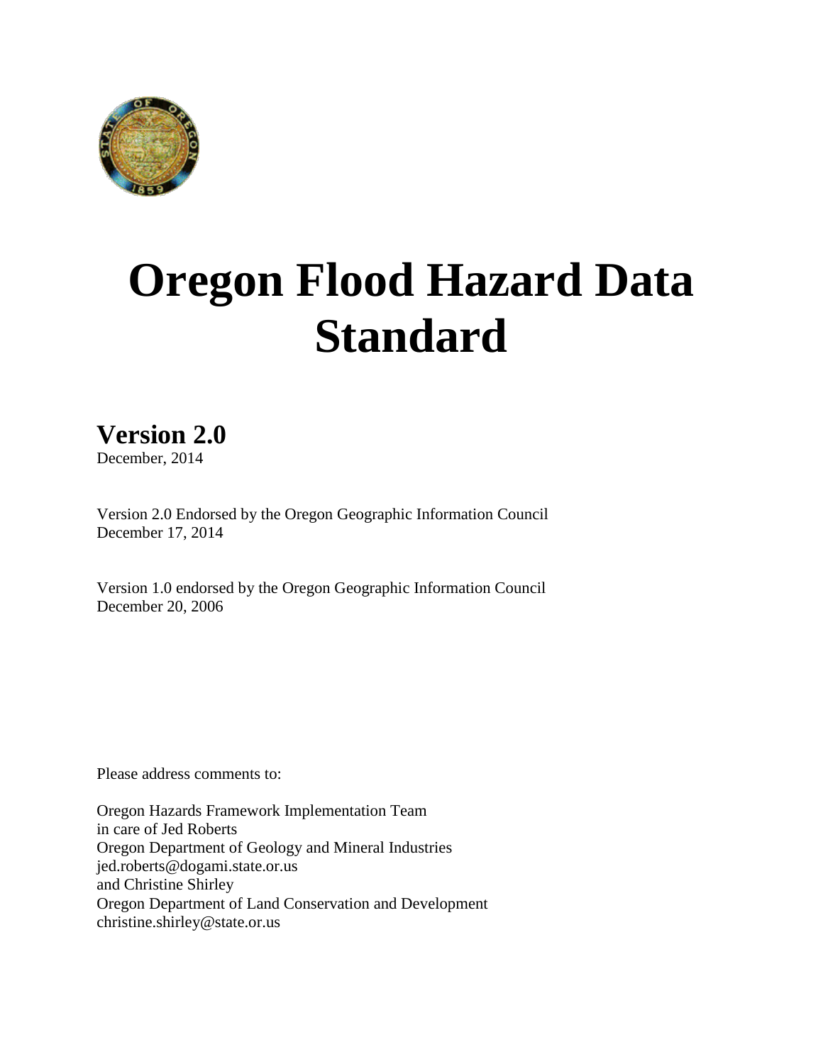# Oregon Flood Hazard Data Standard

## Version 2.0

December, 2014

Version 2.0 Endorsed by the Oregon Geographic Information Council
December 17, 2014

Version 1.0 endorsed by the Oregon Geographic Information Council
December 20, 2006

Please address comments to:

Oregon Hazards Framework Implementation Team
in care of Jed Roberts
Oregon Department of Geology and Mineral Industries
jed.roberts@dogami.state.or.us
and Christine Shirley
Oregon Department of Land Conservation and Development
christine.shirley@state.or.us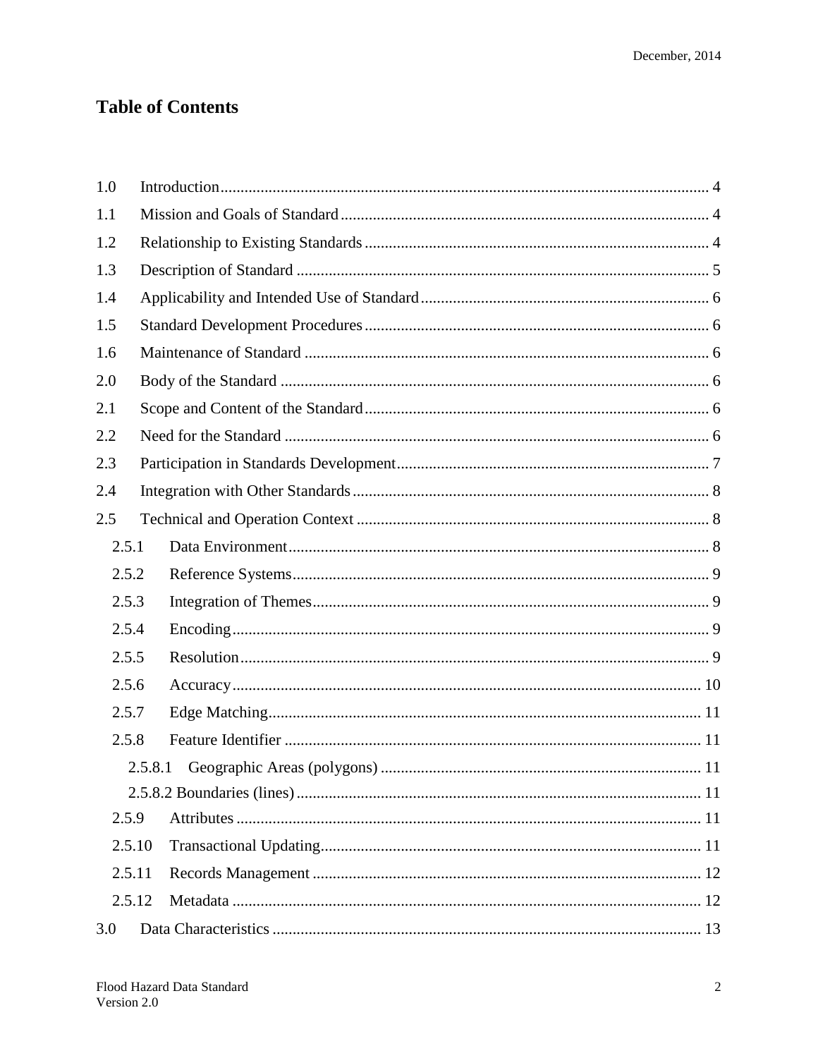# Table of Contents

1.0 Introduction ........................................................................................................ 4

1.1 Mission and Goals of Standard ........................................................................... 4

1.2 Relationship to Existing Standards ..................................................................... 4

1.3 Description of Standard ...................................................................................... 5

1.4 Applicability and Intended Use of Standard ....................................................... 6

1.5 Standard Development Procedures ..................................................................... 6

1.6 Maintenance of Standard .................................................................................... 6

2.0 Body of the Standard .......................................................................................... 6

2.1 Scope and Content of the Standard ..................................................................... 6

2.2 Need for the Standard ......................................................................................... 6

2.3 Participation in Standards Development ............................................................. 7

2.4 Integration with Other Standards ........................................................................ 8

2.5 Technical and Operation Context ....................................................................... 8

- 2.5.1 Data Environment ........................................................................................ 8
- 2.5.2 Reference Systems ....................................................................................... 9
- 2.5.3 Integration of Themes ................................................................................. 9
- 2.5.4 Encoding ..................................................................................................... 9
- 2.5.5 Resolution ................................................................................................... 9
- 2.5.6 Accuracy .................................................................................................... 10
- 2.5.7 Edge Matching ........................................................................................... 11
- 2.5.8 Feature Identifier ....................................................................................... 11
  - 2.5.8.1 Geographic Areas (polygons) ............................................................... 11
  - 2.5.8.2 Boundaries (lines) .................................................................................. 11
- 2.5.9 Attributes ................................................................................................... 11
- 2.5.10 Transactional Updating ............................................................................. 11
- 2.5.11 Records Management ................................................................................ 12
- 2.5.12 Metadata .................................................................................................... 12

3.0 Data Characteristics .......................................................................................... 13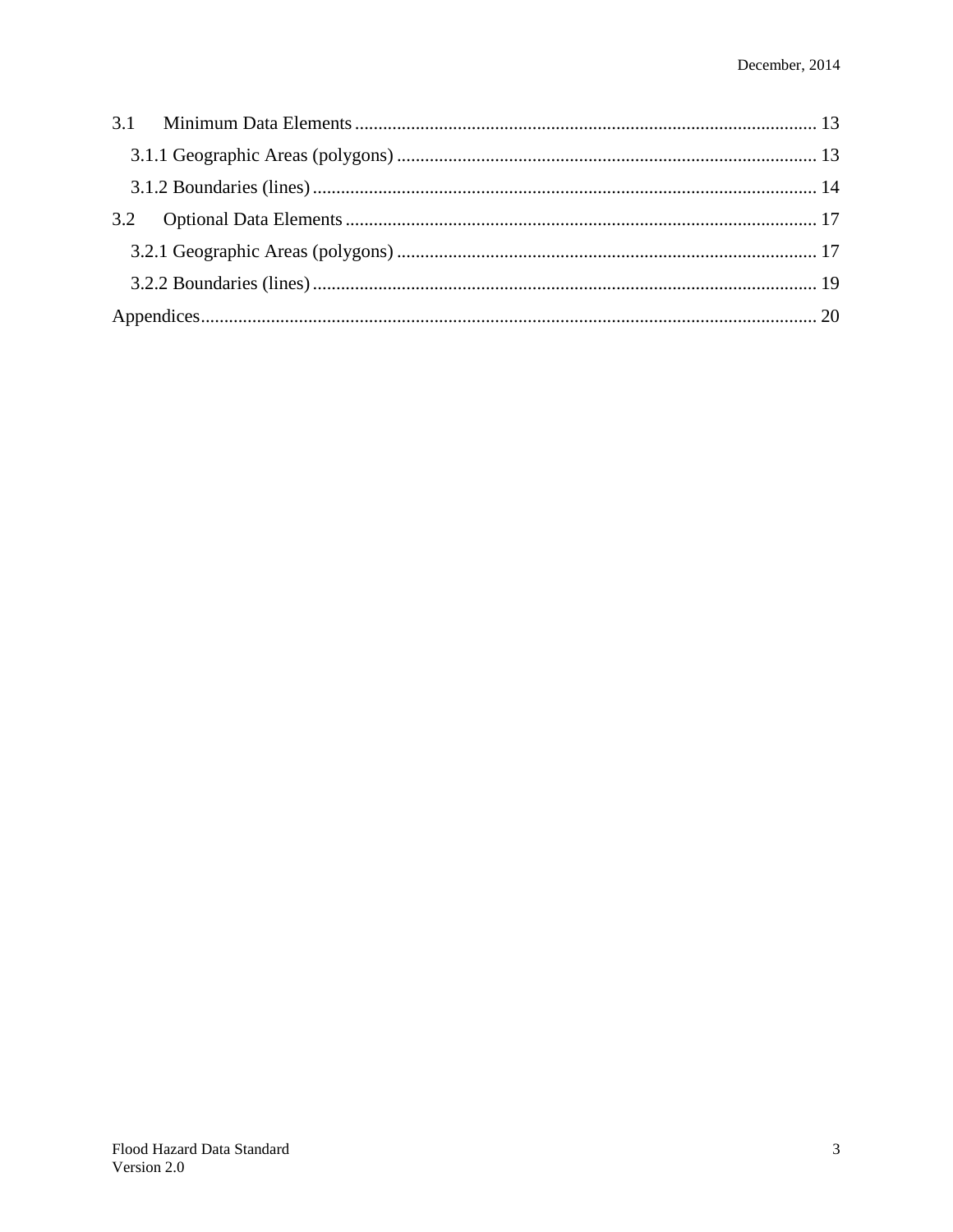3.1 Minimum Data Elements ........ 13

3.1.1 Geographic Areas (polygons) ........ 13

3.1.2 Boundaries (lines) ........ 14

3.2 Optional Data Elements ........ 17

3.2.1 Geographic Areas (polygons) ........ 17

3.2.2 Boundaries (lines) ........ 19

Appendices ........ 20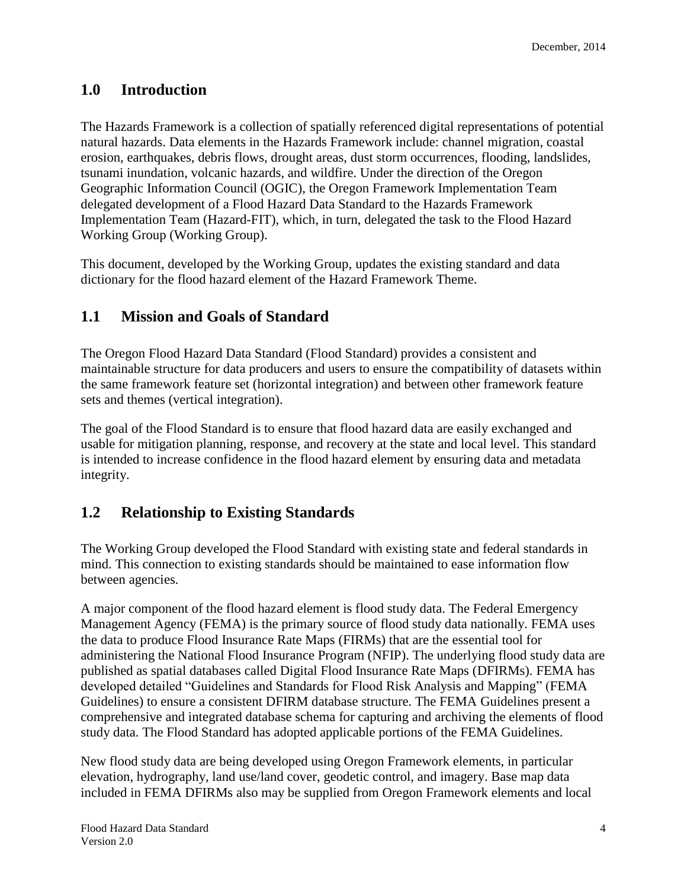## 1.0 Introduction

The Hazards Framework is a collection of spatially referenced digital representations of potential natural hazards. Data elements in the Hazards Framework include: channel migration, coastal erosion, earthquakes, debris flows, drought areas, dust storm occurrences, flooding, landslides, tsunami inundation, volcanic hazards, and wildfire. Under the direction of the Oregon Geographic Information Council (OGIC), the Oregon Framework Implementation Team delegated development of a Flood Hazard Data Standard to the Hazards Framework Implementation Team (Hazard-FIT), which, in turn, delegated the task to the Flood Hazard Working Group (Working Group).

This document, developed by the Working Group, updates the existing standard and data dictionary for the flood hazard element of the Hazard Framework Theme.

## 1.1 Mission and Goals of Standard

The Oregon Flood Hazard Data Standard (Flood Standard) provides a consistent and maintainable structure for data producers and users to ensure the compatibility of datasets within the same framework feature set (horizontal integration) and between other framework feature sets and themes (vertical integration).

The goal of the Flood Standard is to ensure that flood hazard data are easily exchanged and usable for mitigation planning, response, and recovery at the state and local level. This standard is intended to increase confidence in the flood hazard element by ensuring data and metadata integrity.

## 1.2 Relationship to Existing Standards

The Working Group developed the Flood Standard with existing state and federal standards in mind. This connection to existing standards should be maintained to ease information flow between agencies.

A major component of the flood hazard element is flood study data. The Federal Emergency Management Agency (FEMA) is the primary source of flood study data nationally. FEMA uses the data to produce Flood Insurance Rate Maps (FIRMs) that are the essential tool for administering the National Flood Insurance Program (NFIP). The underlying flood study data are published as spatial databases called Digital Flood Insurance Rate Maps (DFIRMs). FEMA has developed detailed "Guidelines and Standards for Flood Risk Analysis and Mapping" (FEMA Guidelines) to ensure a consistent DFIRM database structure. The FEMA Guidelines present a comprehensive and integrated database schema for capturing and archiving the elements of flood study data. The Flood Standard has adopted applicable portions of the FEMA Guidelines.

New flood study data are being developed using Oregon Framework elements, in particular elevation, hydrography, land use/land cover, geodetic control, and imagery. Base map data included in FEMA DFIRMs also may be supplied from Oregon Framework elements and local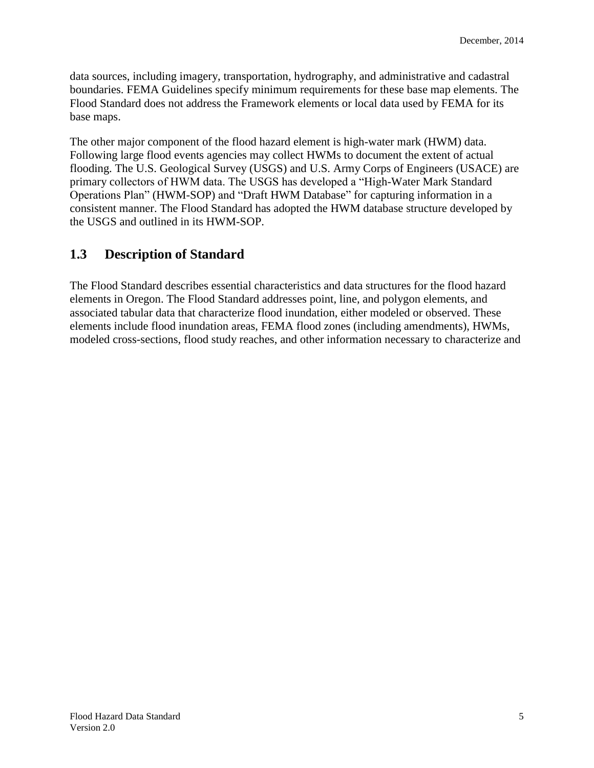data sources, including imagery, transportation, hydrography, and administrative and cadastral boundaries. FEMA Guidelines specify minimum requirements for these base map elements. The Flood Standard does not address the Framework elements or local data used by FEMA for its base maps.

The other major component of the flood hazard element is high-water mark (HWM) data. Following large flood events agencies may collect HWMs to document the extent of actual flooding. The U.S. Geological Survey (USGS) and U.S. Army Corps of Engineers (USACE) are primary collectors of HWM data. The USGS has developed a "High-Water Mark Standard Operations Plan" (HWM-SOP) and "Draft HWM Database" for capturing information in a consistent manner. The Flood Standard has adopted the HWM database structure developed by the USGS and outlined in its HWM-SOP.

## 1.3 Description of Standard

The Flood Standard describes essential characteristics and data structures for the flood hazard elements in Oregon. The Flood Standard addresses point, line, and polygon elements, and associated tabular data that characterize flood inundation, either modeled or observed. These elements include flood inundation areas, FEMA flood zones (including amendments), HWMs, modeled cross-sections, flood study reaches, and other information necessary to characterize and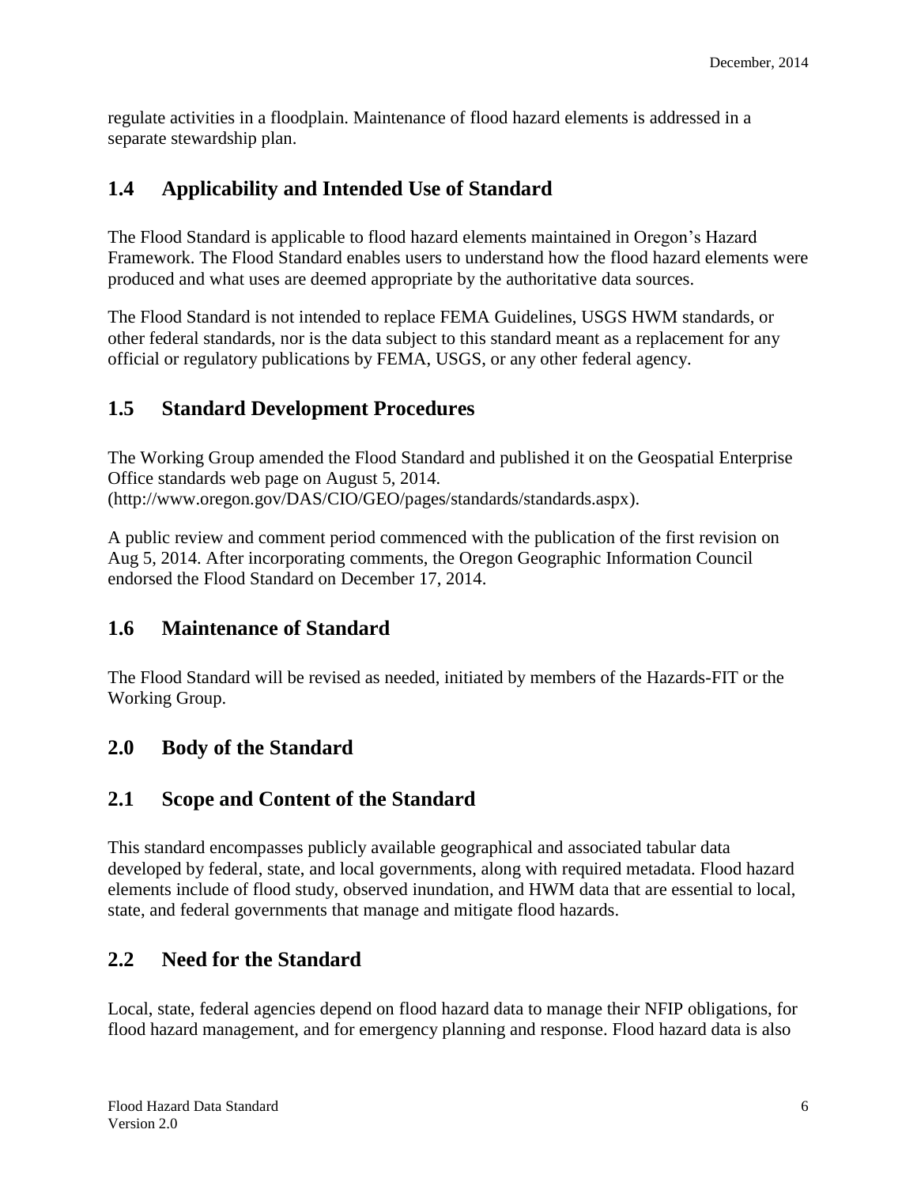regulate activities in a floodplain. Maintenance of flood hazard elements is addressed in a separate stewardship plan.

## 1.4 Applicability and Intended Use of Standard

The Flood Standard is applicable to flood hazard elements maintained in Oregon's Hazard Framework. The Flood Standard enables users to understand how the flood hazard elements were produced and what uses are deemed appropriate by the authoritative data sources.

The Flood Standard is not intended to replace FEMA Guidelines, USGS HWM standards, or other federal standards, nor is the data subject to this standard meant as a replacement for any official or regulatory publications by FEMA, USGS, or any other federal agency.

## 1.5 Standard Development Procedures

The Working Group amended the Flood Standard and published it on the Geospatial Enterprise Office standards web page on August 5, 2014. (http://www.oregon.gov/DAS/CIO/GEO/pages/standards/standards.aspx).

A public review and comment period commenced with the publication of the first revision on Aug 5, 2014. After incorporating comments, the Oregon Geographic Information Council endorsed the Flood Standard on December 17, 2014.

## 1.6 Maintenance of Standard

The Flood Standard will be revised as needed, initiated by members of the Hazards-FIT or the Working Group.

## 2.0 Body of the Standard

## 2.1 Scope and Content of the Standard

This standard encompasses publicly available geographical and associated tabular data developed by federal, state, and local governments, along with required metadata. Flood hazard elements include of flood study, observed inundation, and HWM data that are essential to local, state, and federal governments that manage and mitigate flood hazards.

## 2.2 Need for the Standard

Local, state, federal agencies depend on flood hazard data to manage their NFIP obligations, for flood hazard management, and for emergency planning and response. Flood hazard data is also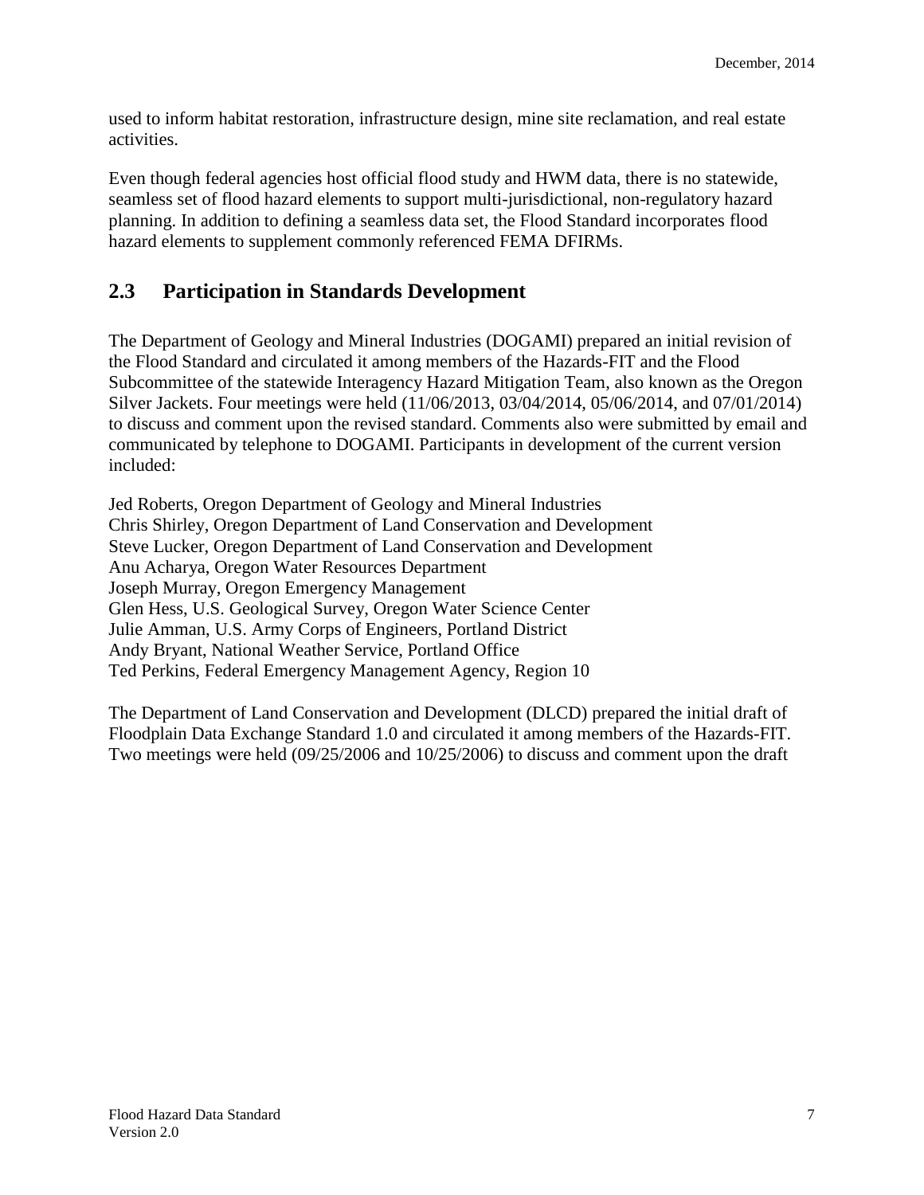used to inform habitat restoration, infrastructure design, mine site reclamation, and real estate activities.

Even though federal agencies host official flood study and HWM data, there is no statewide, seamless set of flood hazard elements to support multi-jurisdictional, non-regulatory hazard planning. In addition to defining a seamless data set, the Flood Standard incorporates flood hazard elements to supplement commonly referenced FEMA DFIRMs.

## 2.3 Participation in Standards Development

The Department of Geology and Mineral Industries (DOGAMI) prepared an initial revision of the Flood Standard and circulated it among members of the Hazards-FIT and the Flood Subcommittee of the statewide Interagency Hazard Mitigation Team, also known as the Oregon Silver Jackets. Four meetings were held (11/06/2013, 03/04/2014, 05/06/2014, and 07/01/2014) to discuss and comment upon the revised standard. Comments also were submitted by email and communicated by telephone to DOGAMI. Participants in development of the current version included:

Jed Roberts, Oregon Department of Geology and Mineral Industries
Chris Shirley, Oregon Department of Land Conservation and Development
Steve Lucker, Oregon Department of Land Conservation and Development
Anu Acharya, Oregon Water Resources Department
Joseph Murray, Oregon Emergency Management
Glen Hess, U.S. Geological Survey, Oregon Water Science Center
Julie Amman, U.S. Army Corps of Engineers, Portland District
Andy Bryant, National Weather Service, Portland Office
Ted Perkins, Federal Emergency Management Agency, Region 10

The Department of Land Conservation and Development (DLCD) prepared the initial draft of Floodplain Data Exchange Standard 1.0 and circulated it among members of the Hazards-FIT. Two meetings were held (09/25/2006 and 10/25/2006) to discuss and comment upon the draft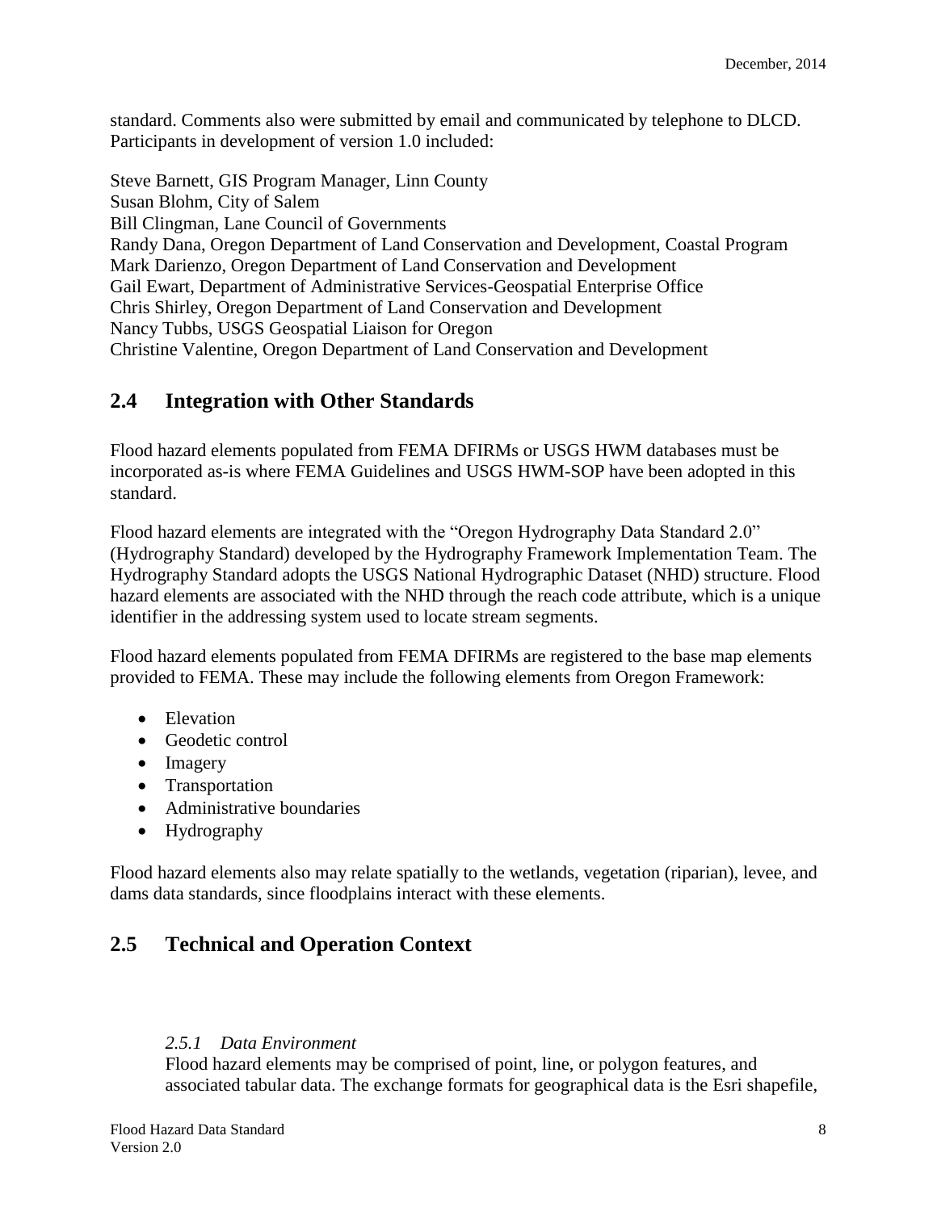standard. Comments also were submitted by email and communicated by telephone to DLCD. Participants in development of version 1.0 included:

Steve Barnett, GIS Program Manager, Linn County
Susan Blohm, City of Salem
Bill Clingman, Lane Council of Governments
Randy Dana, Oregon Department of Land Conservation and Development, Coastal Program
Mark Darienzo, Oregon Department of Land Conservation and Development
Gail Ewart, Department of Administrative Services-Geospatial Enterprise Office
Chris Shirley, Oregon Department of Land Conservation and Development
Nancy Tubbs, USGS Geospatial Liaison for Oregon
Christine Valentine, Oregon Department of Land Conservation and Development

## 2.4 Integration with Other Standards

Flood hazard elements populated from FEMA DFIRMs or USGS HWM databases must be incorporated as-is where FEMA Guidelines and USGS HWM-SOP have been adopted in this standard.

Flood hazard elements are integrated with the "Oregon Hydrography Data Standard 2.0" (Hydrography Standard) developed by the Hydrography Framework Implementation Team. The Hydrography Standard adopts the USGS National Hydrographic Dataset (NHD) structure. Flood hazard elements are associated with the NHD through the reach code attribute, which is a unique identifier in the addressing system used to locate stream segments.

Flood hazard elements populated from FEMA DFIRMs are registered to the base map elements provided to FEMA. These may include the following elements from Oregon Framework:

- Elevation
- Geodetic control
- Imagery
- Transportation
- Administrative boundaries
- Hydrography

Flood hazard elements also may relate spatially to the wetlands, vegetation (riparian), levee, and dams data standards, since floodplains interact with these elements.

## 2.5 Technical and Operation Context

### *2.5.1 Data Environment*

Flood hazard elements may be comprised of point, line, or polygon features, and associated tabular data. The exchange formats for geographical data is the Esri shapefile,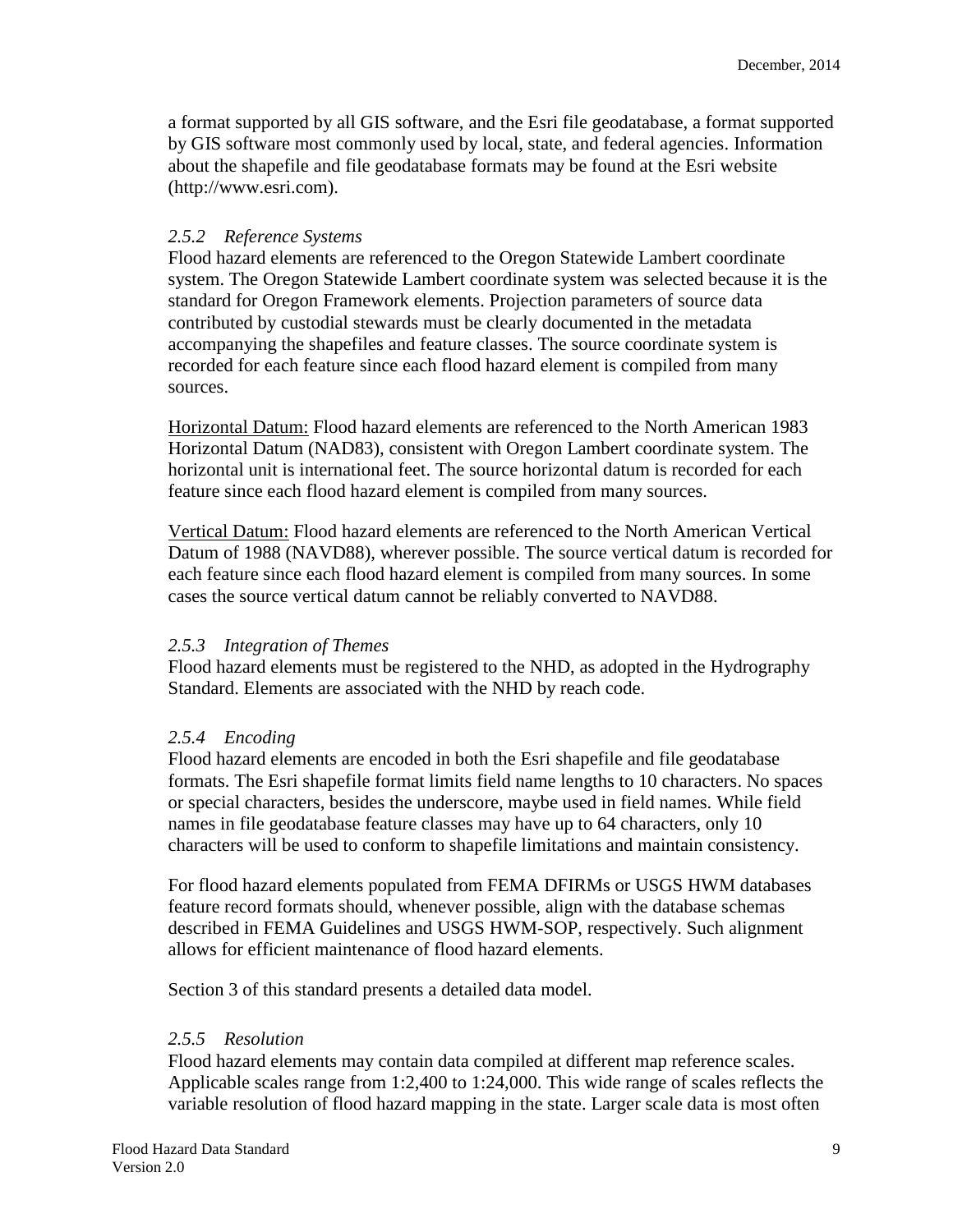a format supported by all GIS software, and the Esri file geodatabase, a format supported by GIS software most commonly used by local, state, and federal agencies. Information about the shapefile and file geodatabase formats may be found at the Esri website (http://www.esri.com).

#### *2.5.2 Reference Systems*

Flood hazard elements are referenced to the Oregon Statewide Lambert coordinate system. The Oregon Statewide Lambert coordinate system was selected because it is the standard for Oregon Framework elements. Projection parameters of source data contributed by custodial stewards must be clearly documented in the metadata accompanying the shapefiles and feature classes. The source coordinate system is recorded for each feature since each flood hazard element is compiled from many sources.

<u>Horizontal Datum:</u> Flood hazard elements are referenced to the North American 1983 Horizontal Datum (NAD83), consistent with Oregon Lambert coordinate system. The horizontal unit is international feet. The source horizontal datum is recorded for each feature since each flood hazard element is compiled from many sources.

<u>Vertical Datum:</u> Flood hazard elements are referenced to the North American Vertical Datum of 1988 (NAVD88), wherever possible. The source vertical datum is recorded for each feature since each flood hazard element is compiled from many sources. In some cases the source vertical datum cannot be reliably converted to NAVD88.

#### *2.5.3 Integration of Themes*

Flood hazard elements must be registered to the NHD, as adopted in the Hydrography Standard. Elements are associated with the NHD by reach code.

#### *2.5.4 Encoding*

Flood hazard elements are encoded in both the Esri shapefile and file geodatabase formats. The Esri shapefile format limits field name lengths to 10 characters. No spaces or special characters, besides the underscore, maybe used in field names. While field names in file geodatabase feature classes may have up to 64 characters, only 10 characters will be used to conform to shapefile limitations and maintain consistency.

For flood hazard elements populated from FEMA DFIRMs or USGS HWM databases feature record formats should, whenever possible, align with the database schemas described in FEMA Guidelines and USGS HWM-SOP, respectively. Such alignment allows for efficient maintenance of flood hazard elements.

Section 3 of this standard presents a detailed data model.

#### *2.5.5 Resolution*

Flood hazard elements may contain data compiled at different map reference scales. Applicable scales range from 1:2,400 to 1:24,000. This wide range of scales reflects the variable resolution of flood hazard mapping in the state. Larger scale data is most often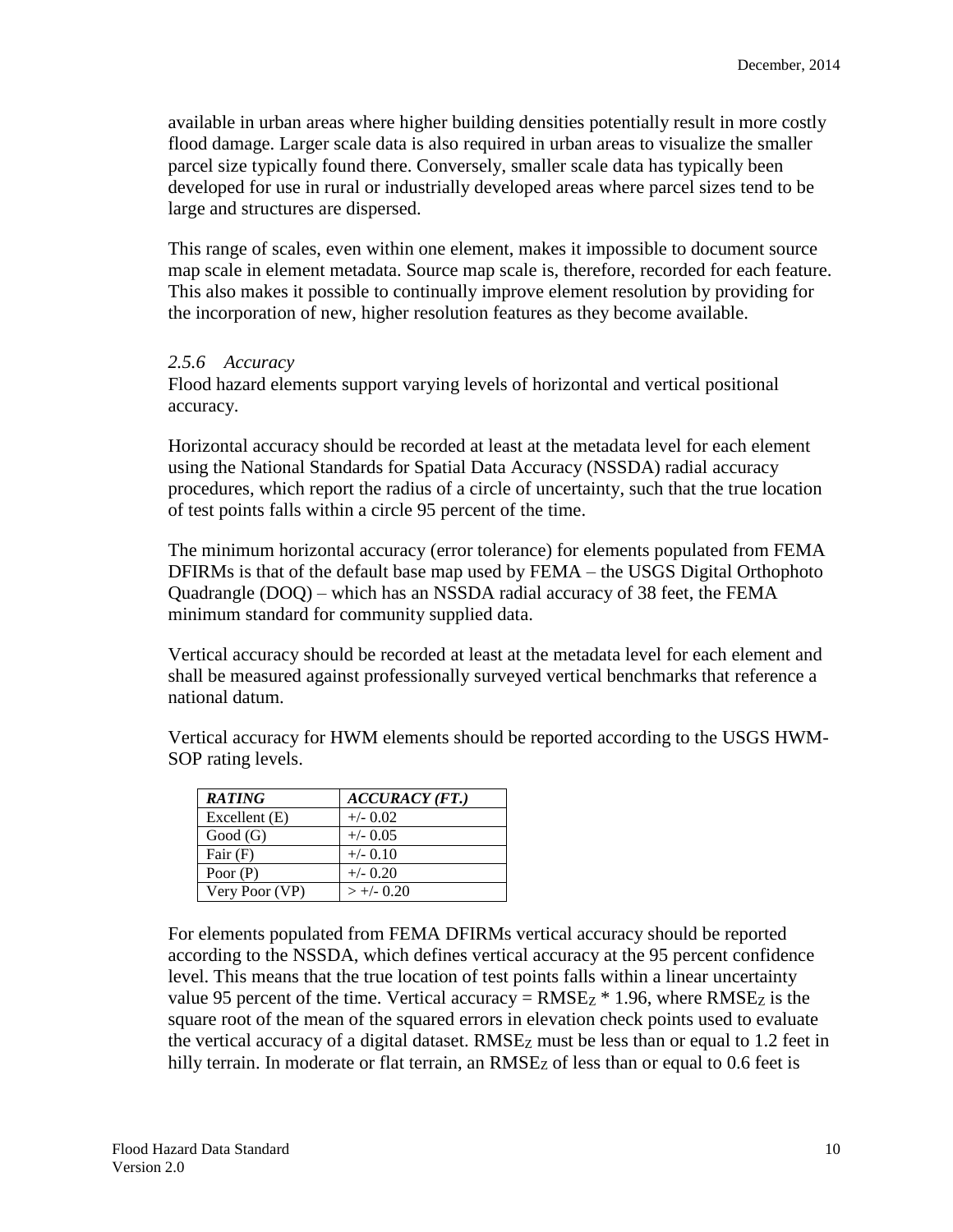available in urban areas where higher building densities potentially result in more costly flood damage. Larger scale data is also required in urban areas to visualize the smaller parcel size typically found there. Conversely, smaller scale data has typically been developed for use in rural or industrially developed areas where parcel sizes tend to be large and structures are dispersed.

This range of scales, even within one element, makes it impossible to document source map scale in element metadata. Source map scale is, therefore, recorded for each feature. This also makes it possible to continually improve element resolution by providing for the incorporation of new, higher resolution features as they become available.

### *2.5.6 Accuracy*

Flood hazard elements support varying levels of horizontal and vertical positional accuracy.

Horizontal accuracy should be recorded at least at the metadata level for each element using the National Standards for Spatial Data Accuracy (NSSDA) radial accuracy procedures, which report the radius of a circle of uncertainty, such that the true location of test points falls within a circle 95 percent of the time.

The minimum horizontal accuracy (error tolerance) for elements populated from FEMA DFIRMs is that of the default base map used by FEMA – the USGS Digital Orthophoto Quadrangle (DOQ) – which has an NSSDA radial accuracy of 38 feet, the FEMA minimum standard for community supplied data.

Vertical accuracy should be recorded at least at the metadata level for each element and shall be measured against professionally surveyed vertical benchmarks that reference a national datum.

Vertical accuracy for HWM elements should be reported according to the USGS HWM-SOP rating levels.

| *RATING* | *ACCURACY (FT.)* |
|---|---|
| Excellent (E) | +/- 0.02 |
| Good (G) | +/- 0.05 |
| Fair (F) | +/- 0.10 |
| Poor (P) | +/- 0.20 |
| Very Poor (VP) | > +/- 0.20 |

For elements populated from FEMA DFIRMs vertical accuracy should be reported according to the NSSDA, which defines vertical accuracy at the 95 percent confidence level. This means that the true location of test points falls within a linear uncertainty value 95 percent of the time. Vertical accuracy = $RMSE_Z * 1.96$, where $RMSE_Z$ is the square root of the mean of the squared errors in elevation check points used to evaluate the vertical accuracy of a digital dataset. $RMSE_Z$ must be less than or equal to 1.2 feet in hilly terrain. In moderate or flat terrain, an $RMSE_Z$ of less than or equal to 0.6 feet is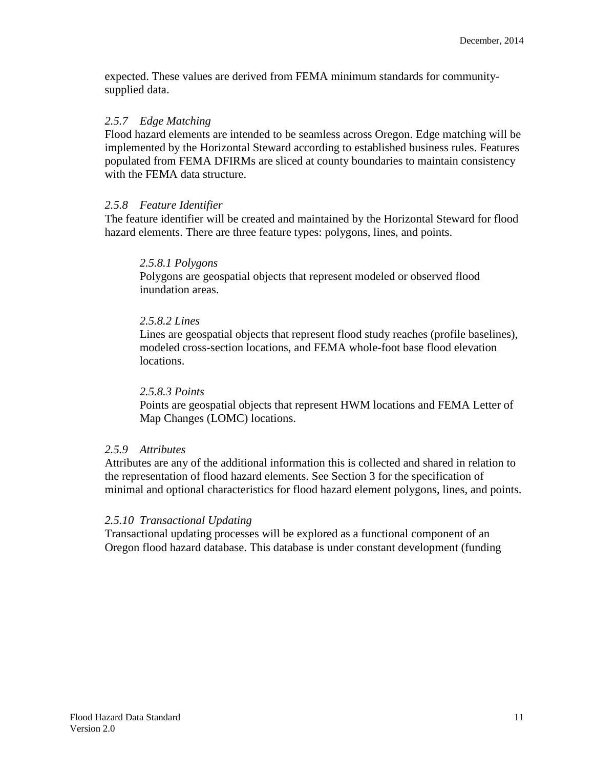expected. These values are derived from FEMA minimum standards for community-supplied data.

### *2.5.7 Edge Matching*

Flood hazard elements are intended to be seamless across Oregon. Edge matching will be implemented by the Horizontal Steward according to established business rules. Features populated from FEMA DFIRMs are sliced at county boundaries to maintain consistency with the FEMA data structure.

### *2.5.8 Feature Identifier*

The feature identifier will be created and maintained by the Horizontal Steward for flood hazard elements. There are three feature types: polygons, lines, and points.

#### *2.5.8.1 Polygons*

Polygons are geospatial objects that represent modeled or observed flood inundation areas.

#### *2.5.8.2 Lines*

Lines are geospatial objects that represent flood study reaches (profile baselines), modeled cross-section locations, and FEMA whole-foot base flood elevation locations.

#### *2.5.8.3 Points*

Points are geospatial objects that represent HWM locations and FEMA Letter of Map Changes (LOMC) locations.

### *2.5.9 Attributes*

Attributes are any of the additional information this is collected and shared in relation to the representation of flood hazard elements. See Section 3 for the specification of minimal and optional characteristics for flood hazard element polygons, lines, and points.

### *2.5.10 Transactional Updating*

Transactional updating processes will be explored as a functional component of an Oregon flood hazard database. This database is under constant development (funding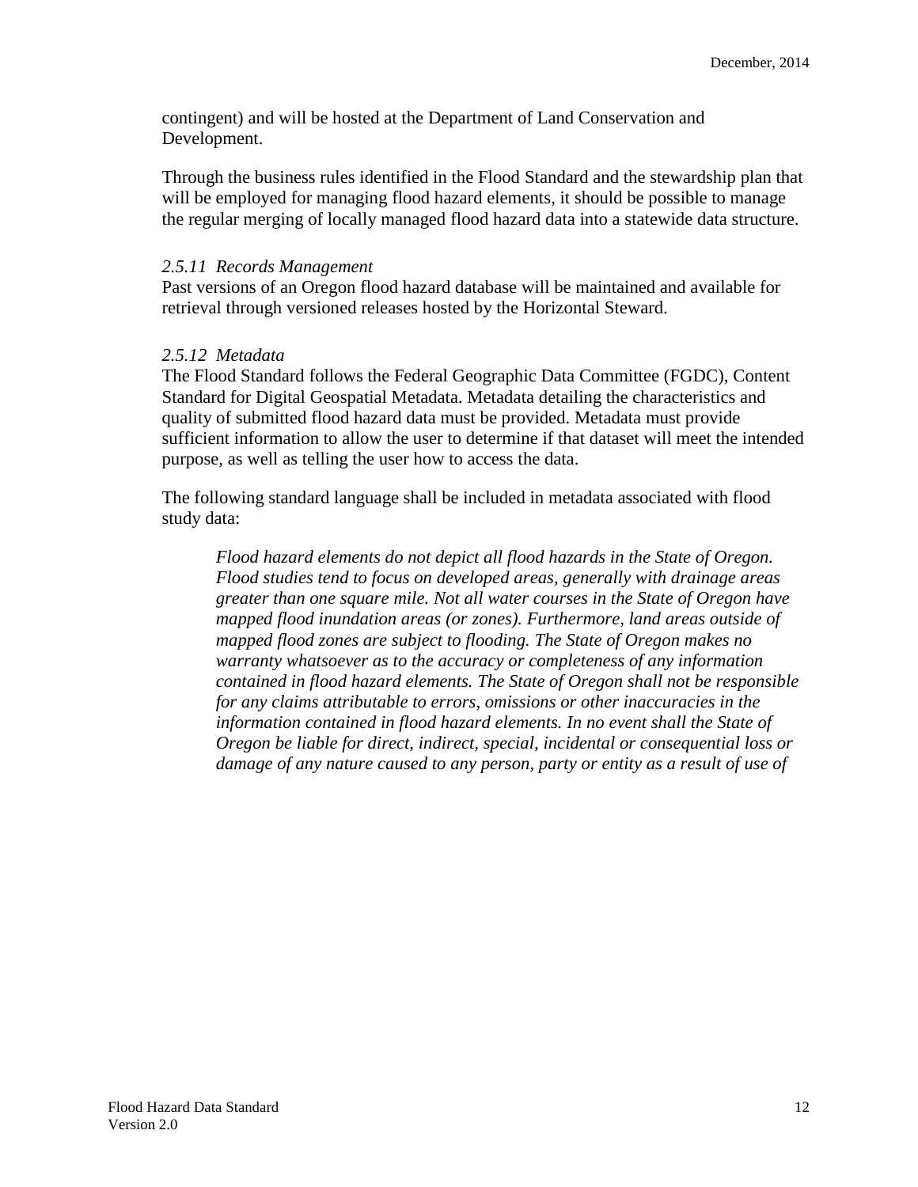contingent) and will be hosted at the Department of Land Conservation and Development.

Through the business rules identified in the Flood Standard and the stewardship plan that will be employed for managing flood hazard elements, it should be possible to manage the regular merging of locally managed flood hazard data into a statewide data structure.

*2.5.11 Records Management*

Past versions of an Oregon flood hazard database will be maintained and available for retrieval through versioned releases hosted by the Horizontal Steward.

*2.5.12 Metadata*

The Flood Standard follows the Federal Geographic Data Committee (FGDC), Content Standard for Digital Geospatial Metadata. Metadata detailing the characteristics and quality of submitted flood hazard data must be provided. Metadata must provide sufficient information to allow the user to determine if that dataset will meet the intended purpose, as well as telling the user how to access the data.

The following standard language shall be included in metadata associated with flood study data:

> *Flood hazard elements do not depict all flood hazards in the State of Oregon. Flood studies tend to focus on developed areas, generally with drainage areas greater than one square mile. Not all water courses in the State of Oregon have mapped flood inundation areas (or zones). Furthermore, land areas outside of mapped flood zones are subject to flooding. The State of Oregon makes no warranty whatsoever as to the accuracy or completeness of any information contained in flood hazard elements. The State of Oregon shall not be responsible for any claims attributable to errors, omissions or other inaccuracies in the information contained in flood hazard elements. In no event shall the State of Oregon be liable for direct, indirect, special, incidental or consequential loss or damage of any nature caused to any person, party or entity as a result of use of*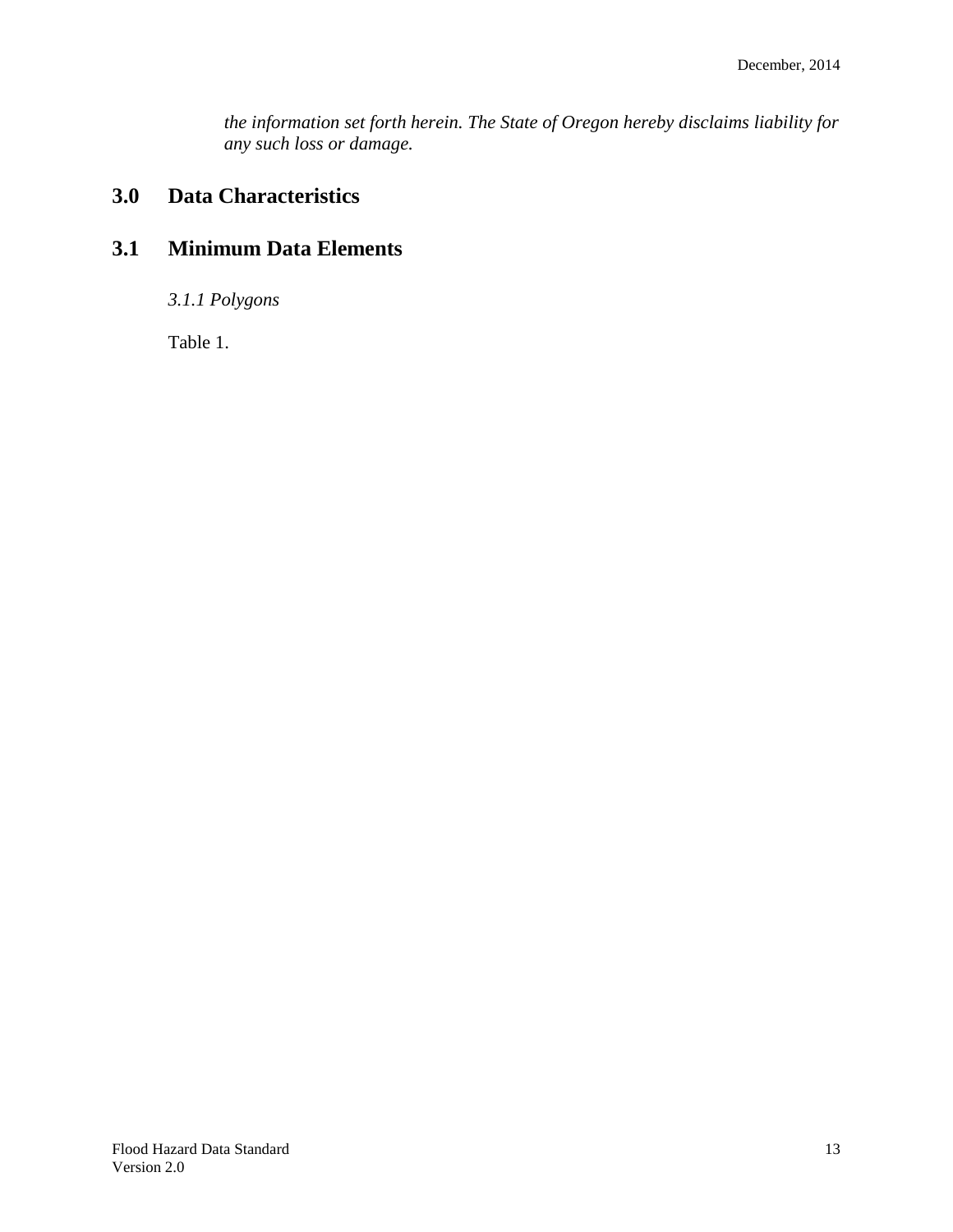*the information set forth herein. The State of Oregon hereby disclaims liability for any such loss or damage.*

## 3.0 Data Characteristics

## 3.1 Minimum Data Elements

*3.1.1 Polygons*

Table 1.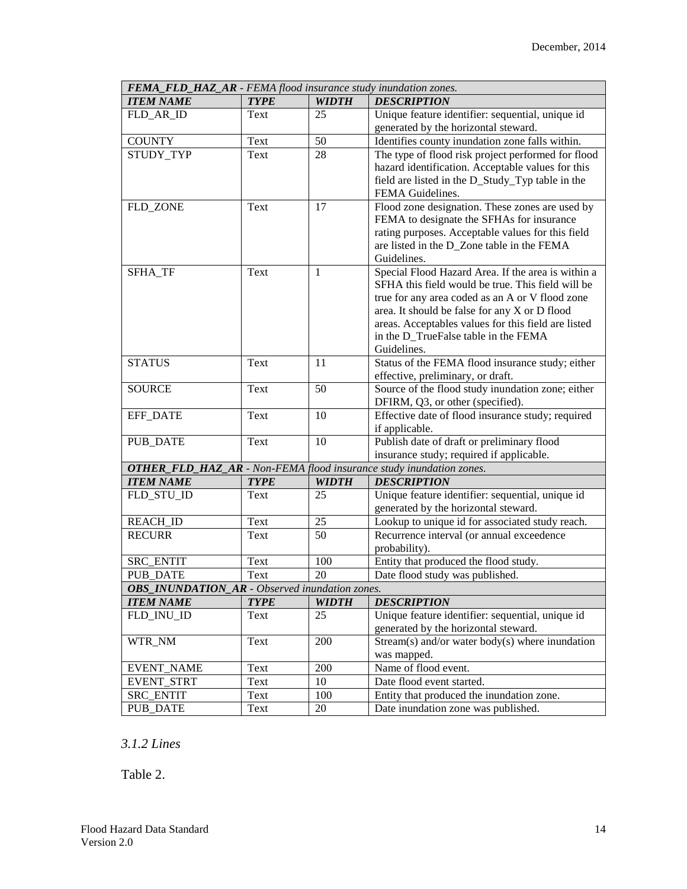| ***FEMA_FLD_HAZ_AR*** *- FEMA flood insurance study inundation zones.* | | | |
|---|---|---|---|
| ***ITEM NAME*** | ***TYPE*** | ***WIDTH*** | ***DESCRIPTION*** |
| FLD_AR_ID | Text | 25 | Unique feature identifier: sequential, unique id generated by the horizontal steward. |
| COUNTY | Text | 50 | Identifies county inundation zone falls within. |
| STUDY_TYP | Text | 28 | The type of flood risk project performed for flood hazard identification. Acceptable values for this field are listed in the D_Study_Typ table in the FEMA Guidelines. |
| FLD_ZONE | Text | 17 | Flood zone designation. These zones are used by FEMA to designate the SFHAs for insurance rating purposes. Acceptable values for this field are listed in the D_Zone table in the FEMA Guidelines. |
| SFHA_TF | Text | 1 | Special Flood Hazard Area. If the area is within a SFHA this field would be true. This field will be true for any area coded as an A or V flood zone area. It should be false for any X or D flood areas. Acceptables values for this field are listed in the D_TrueFalse table in the FEMA Guidelines. |
| STATUS | Text | 11 | Status of the FEMA flood insurance study; either effective, preliminary, or draft. |
| SOURCE | Text | 50 | Source of the flood study inundation zone; either DFIRM, Q3, or other (specified). |
| EFF_DATE | Text | 10 | Effective date of flood insurance study; required if applicable. |
| PUB_DATE | Text | 10 | Publish date of draft or preliminary flood insurance study; required if applicable. |
| ***OTHER_FLD_HAZ_AR*** *- Non-FEMA flood insurance study inundation zones.* | | | |
| ***ITEM NAME*** | ***TYPE*** | ***WIDTH*** | ***DESCRIPTION*** |
| FLD_STU_ID | Text | 25 | Unique feature identifier: sequential, unique id generated by the horizontal steward. |
| REACH_ID | Text | 25 | Lookup to unique id for associated study reach. |
| RECURR | Text | 50 | Recurrence interval (or annual exceedence probability). |
| SRC_ENTIT | Text | 100 | Entity that produced the flood study. |
| PUB_DATE | Text | 20 | Date flood study was published. |
| ***OBS_INUNDATION_AR*** *- Observed inundation zones.* | | | |
| ***ITEM NAME*** | ***TYPE*** | ***WIDTH*** | ***DESCRIPTION*** |
| FLD_INU_ID | Text | 25 | Unique feature identifier: sequential, unique id generated by the horizontal steward. |
| WTR_NM | Text | 200 | Stream(s) and/or water body(s) where inundation was mapped. |
| EVENT_NAME | Text | 200 | Name of flood event. |
| EVENT_STRT | Text | 10 | Date flood event started. |
| SRC_ENTIT | Text | 100 | Entity that produced the inundation zone. |
| PUB_DATE | Text | 20 | Date inundation zone was published. |

### *3.1.2 Lines*

Table 2.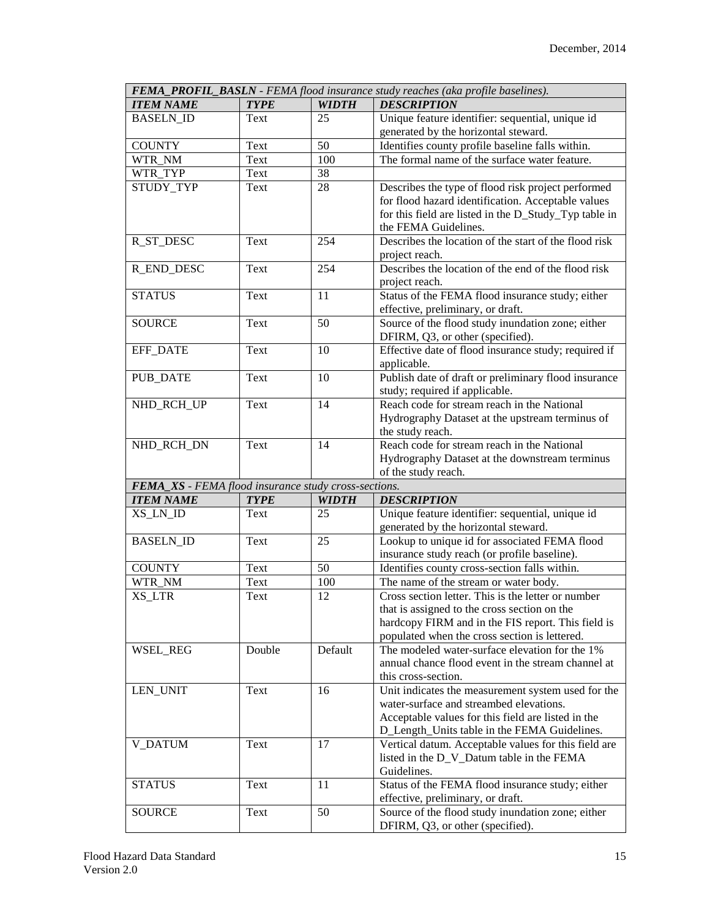| ***FEMA_PROFIL_BASLN*** *- FEMA flood insurance study reaches (aka profile baselines).* | | | |
|---|---|---|---|
| ***ITEM NAME*** | ***TYPE*** | ***WIDTH*** | ***DESCRIPTION*** |
| BASELN_ID | Text | 25 | Unique feature identifier: sequential, unique id generated by the horizontal steward. |
| COUNTY | Text | 50 | Identifies county profile baseline falls within. |
| WTR_NM | Text | 100 | The formal name of the surface water feature. |
| WTR_TYP | Text | 38 | |
| STUDY_TYP | Text | 28 | Describes the type of flood risk project performed for flood hazard identification. Acceptable values for this field are listed in the D_Study_Typ table in the FEMA Guidelines. |
| R_ST_DESC | Text | 254 | Describes the location of the start of the flood risk project reach. |
| R_END_DESC | Text | 254 | Describes the location of the end of the flood risk project reach. |
| STATUS | Text | 11 | Status of the FEMA flood insurance study; either effective, preliminary, or draft. |
| SOURCE | Text | 50 | Source of the flood study inundation zone; either DFIRM, Q3, or other (specified). |
| EFF_DATE | Text | 10 | Effective date of flood insurance study; required if applicable. |
| PUB_DATE | Text | 10 | Publish date of draft or preliminary flood insurance study; required if applicable. |
| NHD_RCH_UP | Text | 14 | Reach code for stream reach in the National Hydrography Dataset at the upstream terminus of the study reach. |
| NHD_RCH_DN | Text | 14 | Reach code for stream reach in the National Hydrography Dataset at the downstream terminus of the study reach. |

| ***FEMA_XS*** *- FEMA flood insurance study cross-sections.* | | | |
|---|---|---|---|
| ***ITEM NAME*** | ***TYPE*** | ***WIDTH*** | ***DESCRIPTION*** |
| XS_LN_ID | Text | 25 | Unique feature identifier: sequential, unique id generated by the horizontal steward. |
| BASELN_ID | Text | 25 | Lookup to unique id for associated FEMA flood insurance study reach (or profile baseline). |
| COUNTY | Text | 50 | Identifies county cross-section falls within. |
| WTR_NM | Text | 100 | The name of the stream or water body. |
| XS_LTR | Text | 12 | Cross section letter. This is the letter or number that is assigned to the cross section on the hardcopy FIRM and in the FIS report. This field is populated when the cross section is lettered. |
| WSEL_REG | Double | Default | The modeled water-surface elevation for the 1% annual chance flood event in the stream channel at this cross-section. |
| LEN_UNIT | Text | 16 | Unit indicates the measurement system used for the water-surface and streambed elevations. Acceptable values for this field are listed in the D_Length_Units table in the FEMA Guidelines. |
| V_DATUM | Text | 17 | Vertical datum. Acceptable values for this field are listed in the D_V_Datum table in the FEMA Guidelines. |
| STATUS | Text | 11 | Status of the FEMA flood insurance study; either effective, preliminary, or draft. |
| SOURCE | Text | 50 | Source of the flood study inundation zone; either DFIRM, Q3, or other (specified). |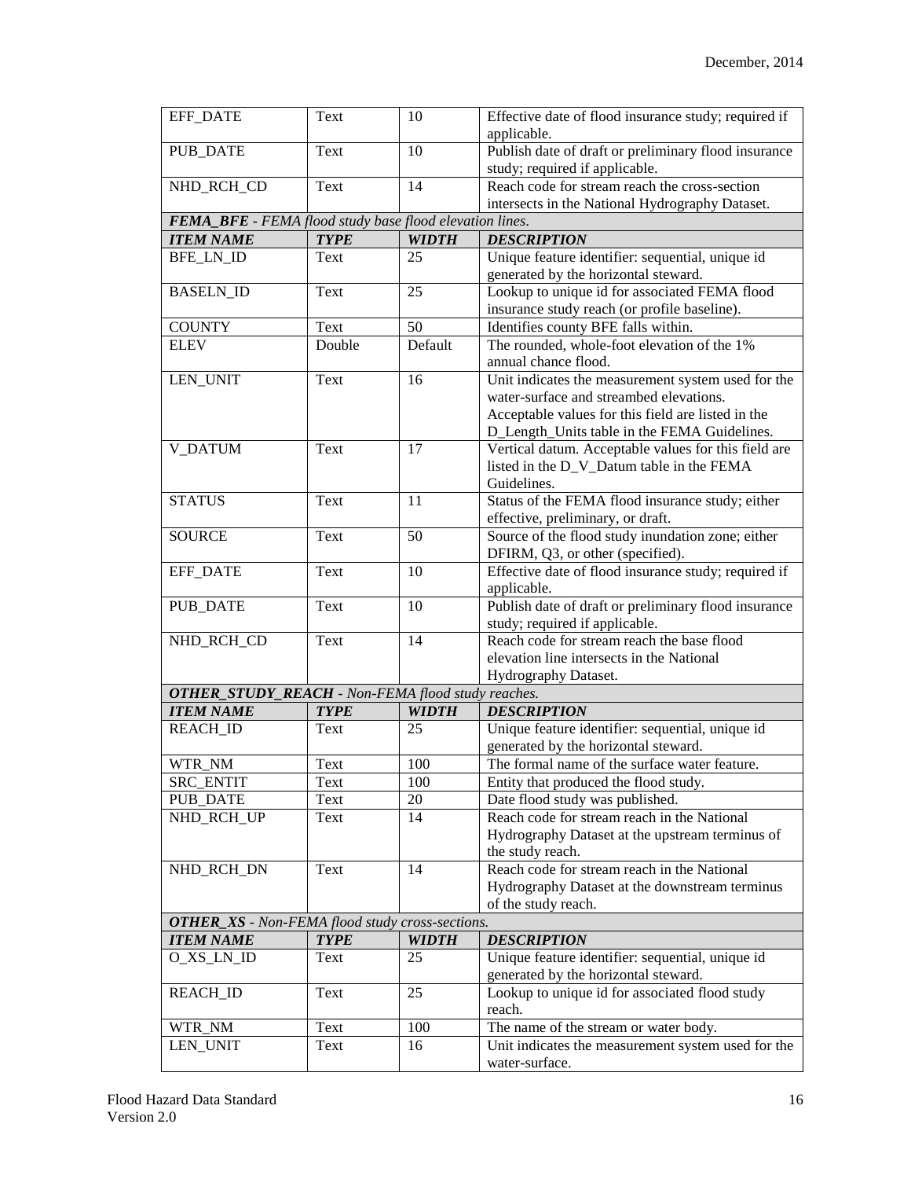| | | | |
|---|---|---|---|
| EFF_DATE | Text | 10 | Effective date of flood insurance study; required if applicable. |
| PUB_DATE | Text | 10 | Publish date of draft or preliminary flood insurance study; required if applicable. |
| NHD_RCH_CD | Text | 14 | Reach code for stream reach the cross-section intersects in the National Hydrography Dataset. |

| ***FEMA_BFE** - FEMA flood study base flood elevation lines.* | | | |
|---|---|---|---|
| ***ITEM NAME*** | ***TYPE*** | ***WIDTH*** | ***DESCRIPTION*** |
| BFE_LN_ID | Text | 25 | Unique feature identifier: sequential, unique id generated by the horizontal steward. |
| BASELN_ID | Text | 25 | Lookup to unique id for associated FEMA flood insurance study reach (or profile baseline). |
| COUNTY | Text | 50 | Identifies county BFE falls within. |
| ELEV | Double | Default | The rounded, whole-foot elevation of the 1% annual chance flood. |
| LEN_UNIT | Text | 16 | Unit indicates the measurement system used for the water-surface and streambed elevations. Acceptable values for this field are listed in the D_Length_Units table in the FEMA Guidelines. |
| V_DATUM | Text | 17 | Vertical datum. Acceptable values for this field are listed in the D_V_Datum table in the FEMA Guidelines. |
| STATUS | Text | 11 | Status of the FEMA flood insurance study; either effective, preliminary, or draft. |
| SOURCE | Text | 50 | Source of the flood study inundation zone; either DFIRM, Q3, or other (specified). |
| EFF_DATE | Text | 10 | Effective date of flood insurance study; required if applicable. |
| PUB_DATE | Text | 10 | Publish date of draft or preliminary flood insurance study; required if applicable. |
| NHD_RCH_CD | Text | 14 | Reach code for stream reach the base flood elevation line intersects in the National Hydrography Dataset. |

| ***OTHER_STUDY_REACH** - Non-FEMA flood study reaches.* | | | |
|---|---|---|---|
| ***ITEM NAME*** | ***TYPE*** | ***WIDTH*** | ***DESCRIPTION*** |
| REACH_ID | Text | 25 | Unique feature identifier: sequential, unique id generated by the horizontal steward. |
| WTR_NM | Text | 100 | The formal name of the surface water feature. |
| SRC_ENTIT | Text | 100 | Entity that produced the flood study. |
| PUB_DATE | Text | 20 | Date flood study was published. |
| NHD_RCH_UP | Text | 14 | Reach code for stream reach in the National Hydrography Dataset at the upstream terminus of the study reach. |
| NHD_RCH_DN | Text | 14 | Reach code for stream reach in the National Hydrography Dataset at the downstream terminus of the study reach. |

| ***OTHER_XS** - Non-FEMA flood study cross-sections.* | | | |
|---|---|---|---|
| ***ITEM NAME*** | ***TYPE*** | ***WIDTH*** | ***DESCRIPTION*** |
| O_XS_LN_ID | Text | 25 | Unique feature identifier: sequential, unique id generated by the horizontal steward. |
| REACH_ID | Text | 25 | Lookup to unique id for associated flood study reach. |
| WTR_NM | Text | 100 | The name of the stream or water body. |
| LEN_UNIT | Text | 16 | Unit indicates the measurement system used for the water-surface. |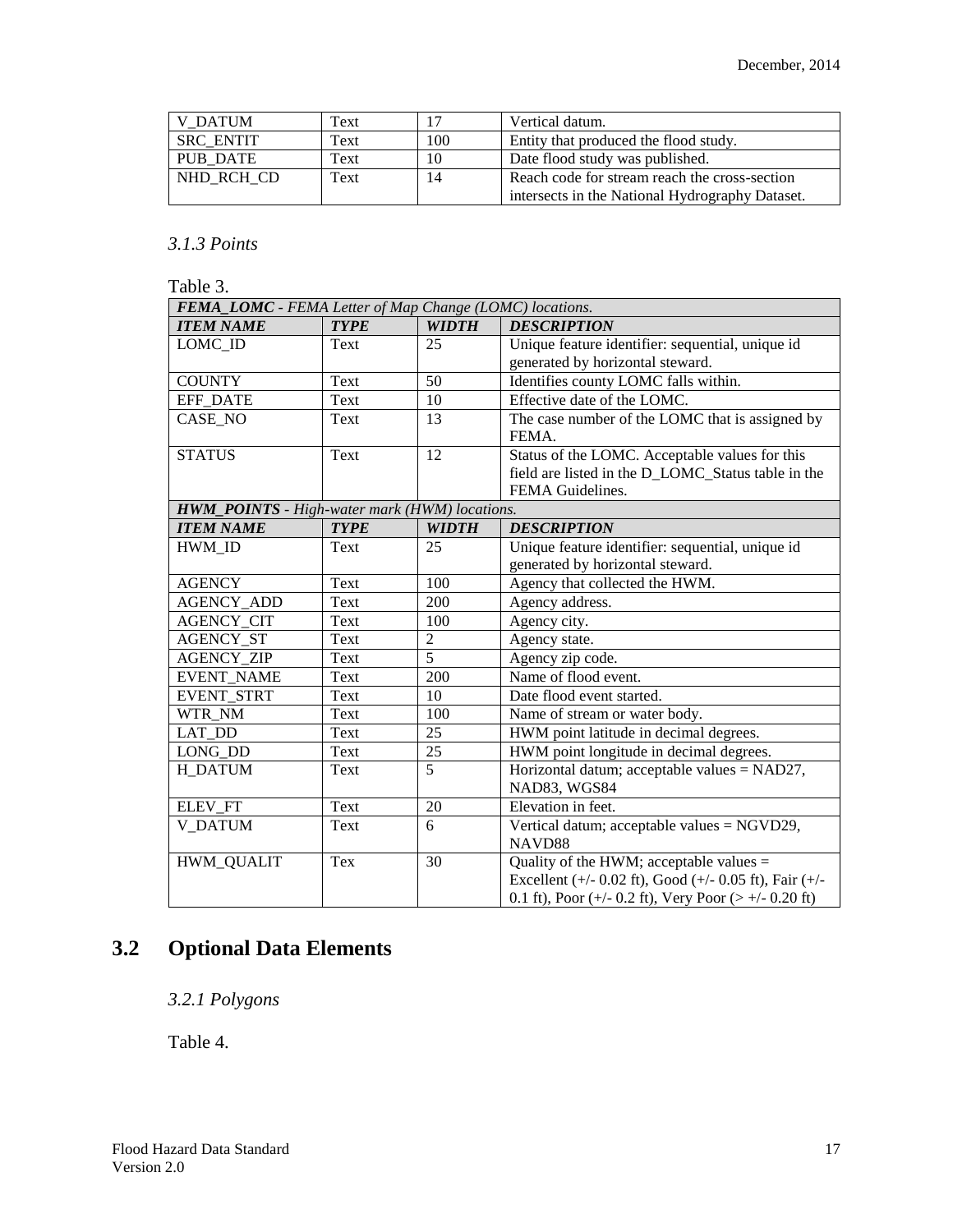| V_DATUM | Text | 17 | Vertical datum. |
|---|---|---|---|
| SRC_ENTIT | Text | 100 | Entity that produced the flood study. |
| PUB_DATE | Text | 10 | Date flood study was published. |
| NHD_RCH_CD | Text | 14 | Reach code for stream reach the cross-section intersects in the National Hydrography Dataset. |

### *3.1.3 Points*

Table 3.

| ***FEMA_LOMC*** *- FEMA Letter of Map Change (LOMC) locations.* | | | |
|---|---|---|---|
| ***ITEM NAME*** | ***TYPE*** | ***WIDTH*** | ***DESCRIPTION*** |
| LOMC_ID | Text | 25 | Unique feature identifier: sequential, unique id generated by horizontal steward. |
| COUNTY | Text | 50 | Identifies county LOMC falls within. |
| EFF_DATE | Text | 10 | Effective date of the LOMC. |
| CASE_NO | Text | 13 | The case number of the LOMC that is assigned by FEMA. |
| STATUS | Text | 12 | Status of the LOMC. Acceptable values for this field are listed in the D_LOMC_Status table in the FEMA Guidelines. |
| ***HWM_POINTS*** *- High-water mark (HWM) locations.* | | | |
| ***ITEM NAME*** | ***TYPE*** | ***WIDTH*** | ***DESCRIPTION*** |
| HWM_ID | Text | 25 | Unique feature identifier: sequential, unique id generated by horizontal steward. |
| AGENCY | Text | 100 | Agency that collected the HWM. |
| AGENCY_ADD | Text | 200 | Agency address. |
| AGENCY_CIT | Text | 100 | Agency city. |
| AGENCY_ST | Text | 2 | Agency state. |
| AGENCY_ZIP | Text | 5 | Agency zip code. |
| EVENT_NAME | Text | 200 | Name of flood event. |
| EVENT_STRT | Text | 10 | Date flood event started. |
| WTR_NM | Text | 100 | Name of stream or water body. |
| LAT_DD | Text | 25 | HWM point latitude in decimal degrees. |
| LONG_DD | Text | 25 | HWM point longitude in decimal degrees. |
| H_DATUM | Text | 5 | Horizontal datum; acceptable values = NAD27, NAD83, WGS84 |
| ELEV_FT | Text | 20 | Elevation in feet. |
| V_DATUM | Text | 6 | Vertical datum; acceptable values = NGVD29, NAVD88 |
| HWM_QUALIT | Tex | 30 | Quality of the HWM; acceptable values = Excellent (+/- 0.02 ft), Good (+/- 0.05 ft), Fair (+/- 0.1 ft), Poor (+/- 0.2 ft), Very Poor (> +/- 0.20 ft) |

## 3.2 Optional Data Elements

### *3.2.1 Polygons*

Table 4.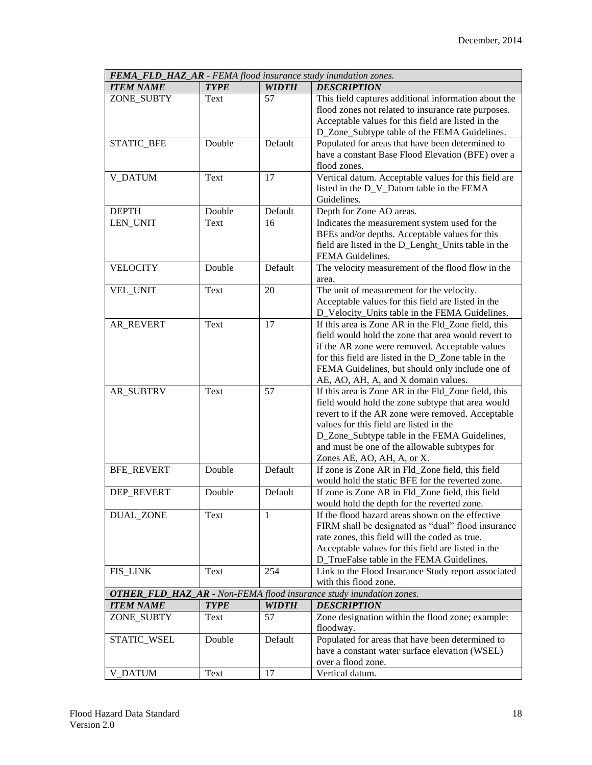| ***FEMA_FLD_HAZ_AR*** - *FEMA flood insurance study inundation zones.* | | | |
|---|---|---|---|
| ***ITEM NAME*** | ***TYPE*** | ***WIDTH*** | ***DESCRIPTION*** |
| ZONE_SUBTY | Text | 57 | This field captures additional information about the flood zones not related to insurance rate purposes. Acceptable values for this field are listed in the D_Zone_Subtype table of the FEMA Guidelines. |
| STATIC_BFE | Double | Default | Populated for areas that have been determined to have a constant Base Flood Elevation (BFE) over a flood zones. |
| V_DATUM | Text | 17 | Vertical datum. Acceptable values for this field are listed in the D_V_Datum table in the FEMA Guidelines. |
| DEPTH | Double | Default | Depth for Zone AO areas. |
| LEN_UNIT | Text | 16 | Indicates the measurement system used for the BFEs and/or depths. Acceptable values for this field are listed in the D_Lenght_Units table in the FEMA Guidelines. |
| VELOCITY | Double | Default | The velocity measurement of the flood flow in the area. |
| VEL_UNIT | Text | 20 | The unit of measurement for the velocity. Acceptable values for this field are listed in the D_Velocity_Units table in the FEMA Guidelines. |
| AR_REVERT | Text | 17 | If this area is Zone AR in the Fld_Zone field, this field would hold the zone that area would revert to if the AR zone were removed. Acceptable values for this field are listed in the D_Zone table in the FEMA Guidelines, but should only include one of AE, AO, AH, A, and X domain values. |
| AR_SUBTRV | Text | 57 | If this area is Zone AR in the Fld_Zone field, this field would hold the zone subtype that area would revert to if the AR zone were removed. Acceptable values for this field are listed in the D_Zone_Subtype table in the FEMA Guidelines, and must be one of the allowable subtypes for Zones AE, AO, AH, A, or X. |
| BFE_REVERT | Double | Default | If zone is Zone AR in Fld_Zone field, this field would hold the static BFE for the reverted zone. |
| DEP_REVERT | Double | Default | If zone is Zone AR in Fld_Zone field, this field would hold the depth for the reverted zone. |
| DUAL_ZONE | Text | 1 | If the flood hazard areas shown on the effective FIRM shall be designated as “dual” flood insurance rate zones, this field will the coded as true. Acceptable values for this field are listed in the D_TrueFalse table in the FEMA Guidelines. |
| FIS_LINK | Text | 254 | Link to the Flood Insurance Study report associated with this flood zone. |

| ***OTHER_FLD_HAZ_AR*** - *Non-FEMA flood insurance study inundation zones.* | | | |
|---|---|---|---|
| ***ITEM NAME*** | ***TYPE*** | ***WIDTH*** | ***DESCRIPTION*** |
| ZONE_SUBTY | Text | 57 | Zone designation within the flood zone; example: floodway. |
| STATIC_WSEL | Double | Default | Populated for areas that have been determined to have a constant water surface elevation (WSEL) over a flood zone. |
| V_DATUM | Text | 17 | Vertical datum. |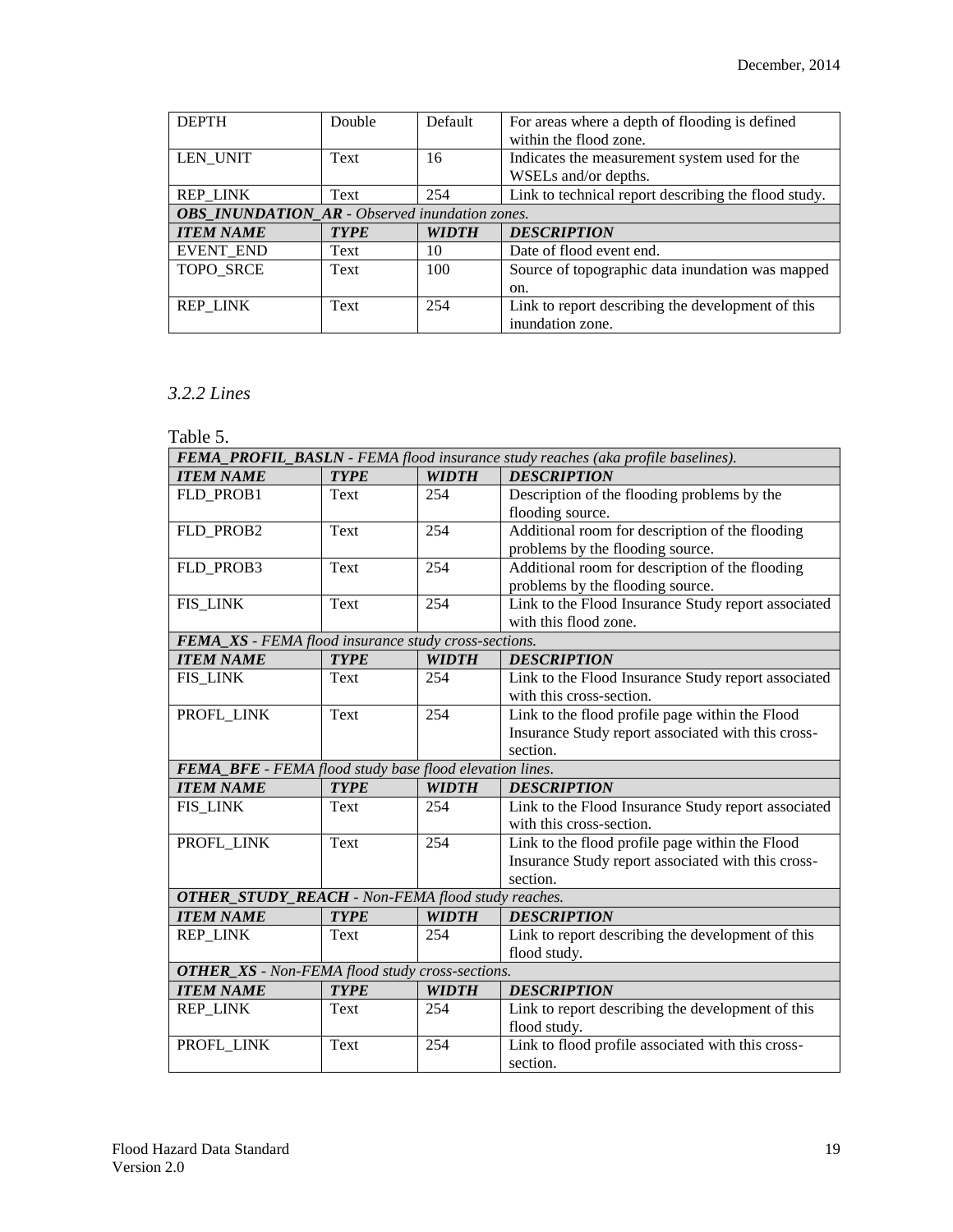| DEPTH | Double | Default | For areas where a depth of flooding is defined within the flood zone. |
|---|---|---|---|
| LEN_UNIT | Text | 16 | Indicates the measurement system used for the WSELs and/or depths. |
| REP_LINK | Text | 254 | Link to technical report describing the flood study. |
| ***OBS_INUNDATION_AR*** *- Observed inundation zones.* | | | |
| ***ITEM NAME*** | ***TYPE*** | ***WIDTH*** | ***DESCRIPTION*** |
| EVENT_END | Text | 10 | Date of flood event end. |
| TOPO_SRCE | Text | 100 | Source of topographic data inundation was mapped on. |
| REP_LINK | Text | 254 | Link to report describing the development of this inundation zone. |

### *3.2.2 Lines*

Table 5.

| ***FEMA_PROFIL_BASLN*** *- FEMA flood insurance study reaches (aka profile baselines).* | | | |
|---|---|---|---|
| ***ITEM NAME*** | ***TYPE*** | ***WIDTH*** | ***DESCRIPTION*** |
| FLD_PROB1 | Text | 254 | Description of the flooding problems by the flooding source. |
| FLD_PROB2 | Text | 254 | Additional room for description of the flooding problems by the flooding source. |
| FLD_PROB3 | Text | 254 | Additional room for description of the flooding problems by the flooding source. |
| FIS_LINK | Text | 254 | Link to the Flood Insurance Study report associated with this flood zone. |
| ***FEMA_XS*** *- FEMA flood insurance study cross-sections.* | | | |
| ***ITEM NAME*** | ***TYPE*** | ***WIDTH*** | ***DESCRIPTION*** |
| FIS_LINK | Text | 254 | Link to the Flood Insurance Study report associated with this cross-section. |
| PROFL_LINK | Text | 254 | Link to the flood profile page within the Flood Insurance Study report associated with this cross-section. |
| ***FEMA_BFE*** *- FEMA flood study base flood elevation lines.* | | | |
| ***ITEM NAME*** | ***TYPE*** | ***WIDTH*** | ***DESCRIPTION*** |
| FIS_LINK | Text | 254 | Link to the Flood Insurance Study report associated with this cross-section. |
| PROFL_LINK | Text | 254 | Link to the flood profile page within the Flood Insurance Study report associated with this cross-section. |
| ***OTHER_STUDY_REACH*** *- Non-FEMA flood study reaches.* | | | |
| ***ITEM NAME*** | ***TYPE*** | ***WIDTH*** | ***DESCRIPTION*** |
| REP_LINK | Text | 254 | Link to report describing the development of this flood study. |
| ***OTHER_XS*** *- Non-FEMA flood study cross-sections.* | | | |
| ***ITEM NAME*** | ***TYPE*** | ***WIDTH*** | ***DESCRIPTION*** |
| REP_LINK | Text | 254 | Link to report describing the development of this flood study. |
| PROFL_LINK | Text | 254 | Link to flood profile associated with this cross-section. |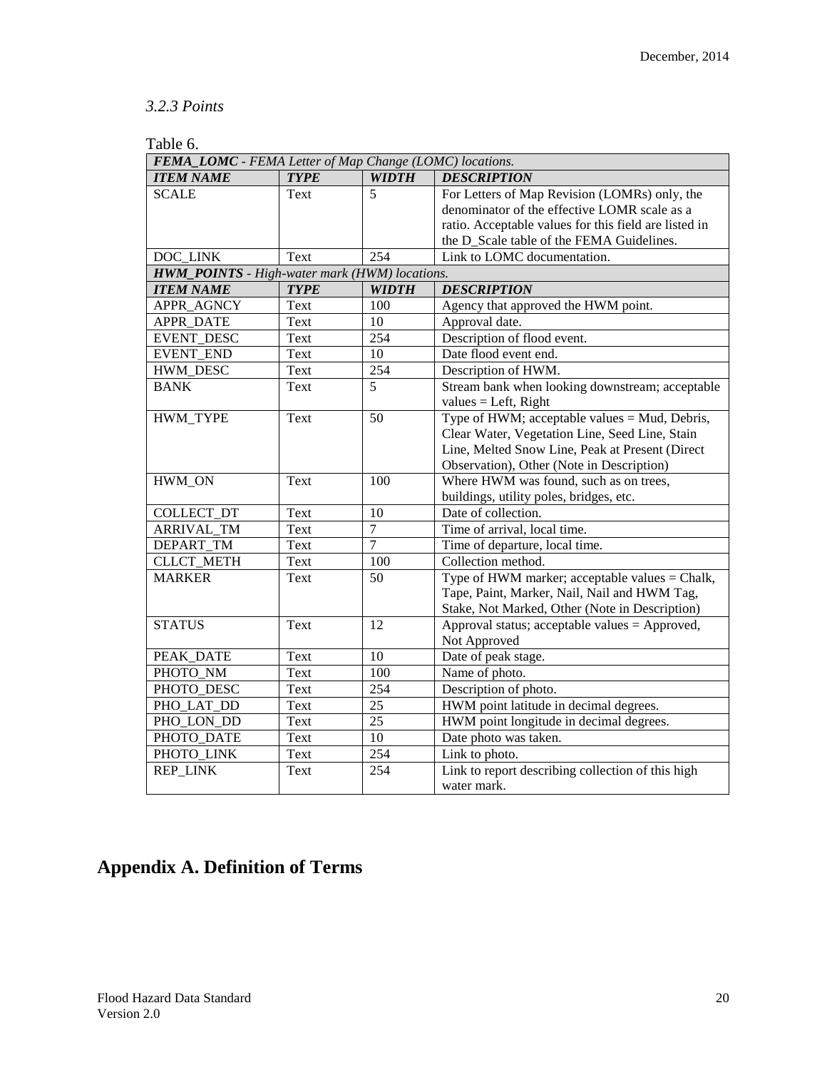### *3.2.3 Points*

Table 6.

| ***FEMA_LOMC** - FEMA Letter of Map Change (LOMC) locations.* | | | |
|---|---|---|---|
| ***ITEM NAME*** | ***TYPE*** | ***WIDTH*** | ***DESCRIPTION*** |
| SCALE | Text | 5 | For Letters of Map Revision (LOMRs) only, the denominator of the effective LOMR scale as a ratio. Acceptable values for this field are listed in the D_Scale table of the FEMA Guidelines. |
| DOC_LINK | Text | 254 | Link to LOMC documentation. |
| ***HWM_POINTS** - High-water mark (HWM) locations.* | | | |
| ***ITEM NAME*** | ***TYPE*** | ***WIDTH*** | ***DESCRIPTION*** |
| APPR_AGNCY | Text | 100 | Agency that approved the HWM point. |
| APPR_DATE | Text | 10 | Approval date. |
| EVENT_DESC | Text | 254 | Description of flood event. |
| EVENT_END | Text | 10 | Date flood event end. |
| HWM_DESC | Text | 254 | Description of HWM. |
| BANK | Text | 5 | Stream bank when looking downstream; acceptable values = Left, Right |
| HWM_TYPE | Text | 50 | Type of HWM; acceptable values = Mud, Debris, Clear Water, Vegetation Line, Seed Line, Stain Line, Melted Snow Line, Peak at Present (Direct Observation), Other (Note in Description) |
| HWM_ON | Text | 100 | Where HWM was found, such as on trees, buildings, utility poles, bridges, etc. |
| COLLECT_DT | Text | 10 | Date of collection. |
| ARRIVAL_TM | Text | 7 | Time of arrival, local time. |
| DEPART_TM | Text | 7 | Time of departure, local time. |
| CLLCT_METH | Text | 100 | Collection method. |
| MARKER | Text | 50 | Type of HWM marker; acceptable values = Chalk, Tape, Paint, Marker, Nail, Nail and HWM Tag, Stake, Not Marked, Other (Note in Description) |
| STATUS | Text | 12 | Approval status; acceptable values = Approved, Not Approved |
| PEAK_DATE | Text | 10 | Date of peak stage. |
| PHOTO_NM | Text | 100 | Name of photo. |
| PHOTO_DESC | Text | 254 | Description of photo. |
| PHO_LAT_DD | Text | 25 | HWM point latitude in decimal degrees. |
| PHO_LON_DD | Text | 25 | HWM point longitude in decimal degrees. |
| PHOTO_DATE | Text | 10 | Date photo was taken. |
| PHOTO_LINK | Text | 254 | Link to photo. |
| REP_LINK | Text | 254 | Link to report describing collection of this high water mark. |

# Appendix A. Definition of Terms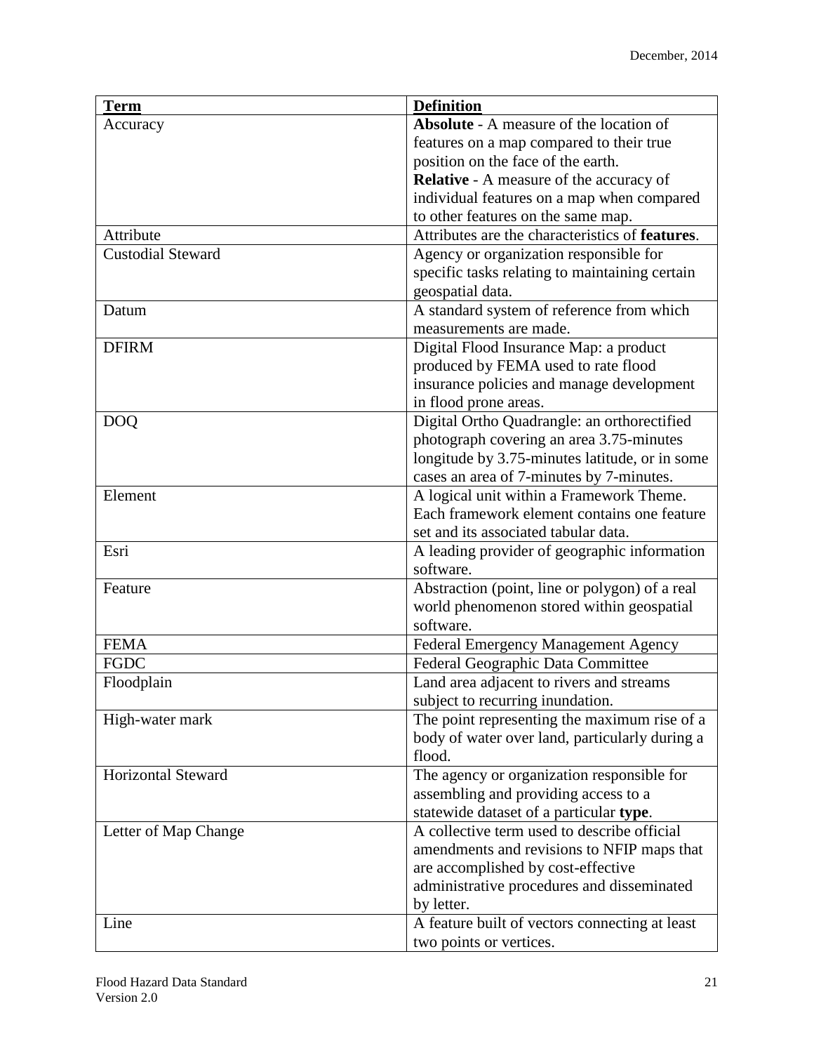| Term | Definition |
|---|---|
| Accuracy | **Absolute** - A measure of the location of features on a map compared to their true position on the face of the earth.<br>**Relative** - A measure of the accuracy of individual features on a map when compared to other features on the same map. |
| Attribute | Attributes are the characteristics of **features**. |
| Custodial Steward | Agency or organization responsible for specific tasks relating to maintaining certain geospatial data. |
| Datum | A standard system of reference from which measurements are made. |
| DFIRM | Digital Flood Insurance Map: a product produced by FEMA used to rate flood insurance policies and manage development in flood prone areas. |
| DOQ | Digital Ortho Quadrangle: an orthorectified photograph covering an area 3.75-minutes longitude by 3.75-minutes latitude, or in some cases an area of 7-minutes by 7-minutes. |
| Element | A logical unit within a Framework Theme. Each framework element contains one feature set and its associated tabular data. |
| Esri | A leading provider of geographic information software. |
| Feature | Abstraction (point, line or polygon) of a real world phenomenon stored within geospatial software. |
| FEMA | Federal Emergency Management Agency |
| FGDC | Federal Geographic Data Committee |
| Floodplain | Land area adjacent to rivers and streams subject to recurring inundation. |
| High-water mark | The point representing the maximum rise of a body of water over land, particularly during a flood. |
| Horizontal Steward | The agency or organization responsible for assembling and providing access to a statewide dataset of a particular **type**. |
| Letter of Map Change | A collective term used to describe official amendments and revisions to NFIP maps that are accomplished by cost-effective administrative procedures and disseminated by letter. |
| Line | A feature built of vectors connecting at least two points or vertices. |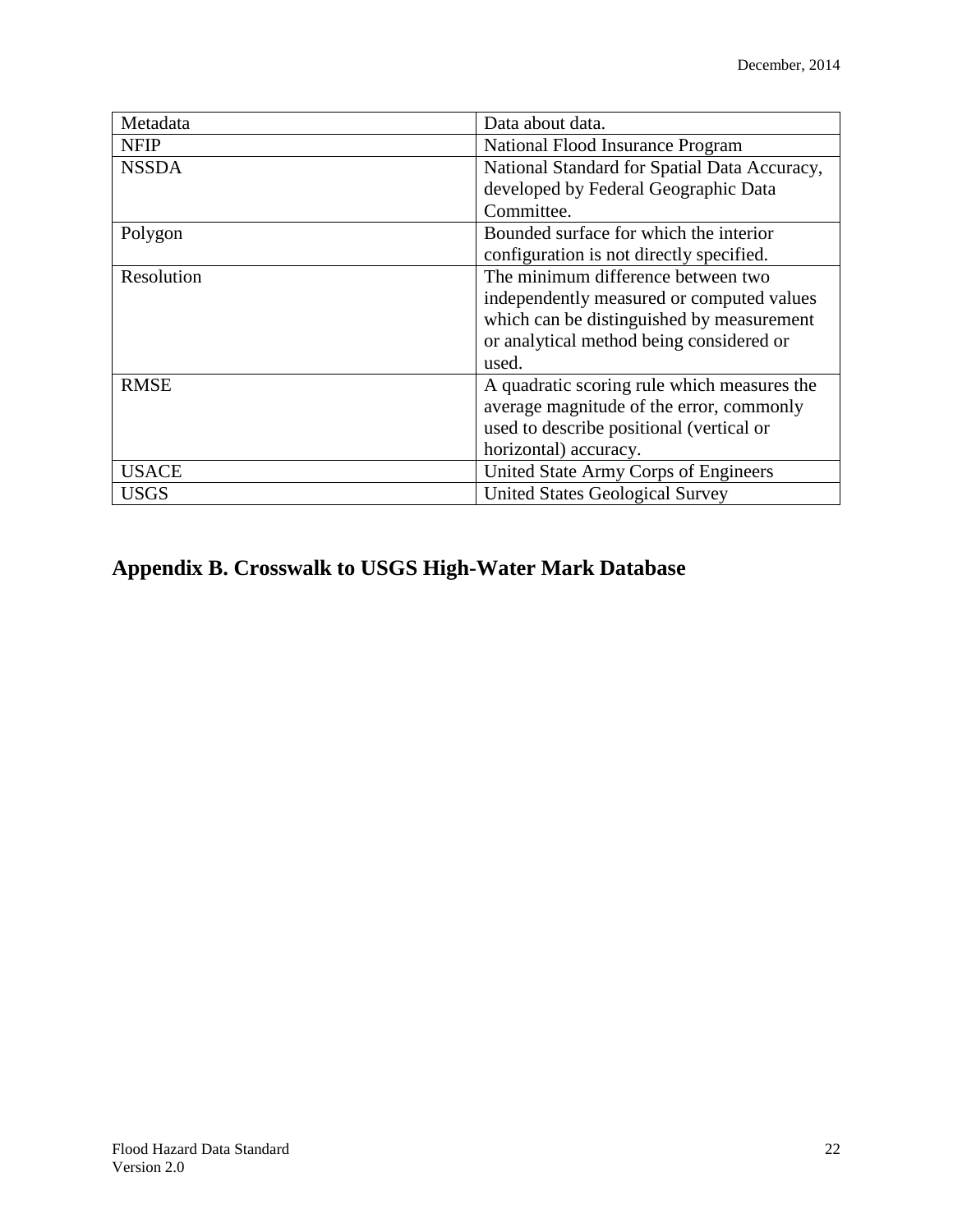| Metadata | Data about data. |
|---|---|
| NFIP | National Flood Insurance Program |
| NSSDA | National Standard for Spatial Data Accuracy, developed by Federal Geographic Data Committee. |
| Polygon | Bounded surface for which the interior configuration is not directly specified. |
| Resolution | The minimum difference between two independently measured or computed values which can be distinguished by measurement or analytical method being considered or used. |
| RMSE | A quadratic scoring rule which measures the average magnitude of the error, commonly used to describe positional (vertical or horizontal) accuracy. |
| USACE | United State Army Corps of Engineers |
| USGS | United States Geological Survey |

## Appendix B. Crosswalk to USGS High-Water Mark Database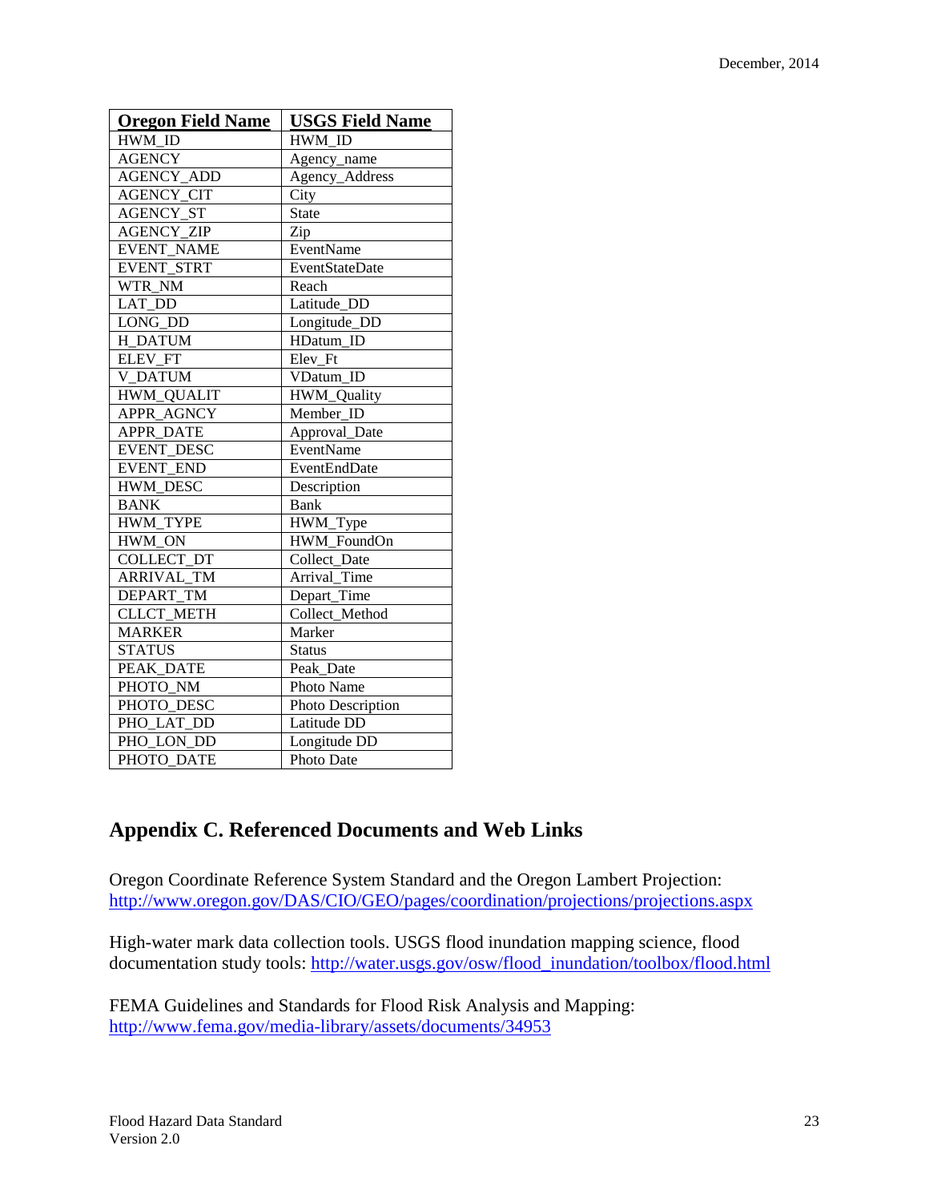| Oregon Field Name | USGS Field Name |
|---|---|
| HWM_ID | HWM_ID |
| AGENCY | Agency_name |
| AGENCY_ADD | Agency_Address |
| AGENCY_CIT | City |
| AGENCY_ST | State |
| AGENCY_ZIP | Zip |
| EVENT_NAME | EventName |
| EVENT_STRT | EventStateDate |
| WTR_NM | Reach |
| LAT_DD | Latitude_DD |
| LONG_DD | Longitude_DD |
| H_DATUM | HDatum_ID |
| ELEV_FT | Elev_Ft |
| V_DATUM | VDatum_ID |
| HWM_QUALIT | HWM_Quality |
| APPR_AGNCY | Member_ID |
| APPR_DATE | Approval_Date |
| EVENT_DESC | EventName |
| EVENT_END | EventEndDate |
| HWM_DESC | Description |
| BANK | Bank |
| HWM_TYPE | HWM_Type |
| HWM_ON | HWM_FoundOn |
| COLLECT_DT | Collect_Date |
| ARRIVAL_TM | Arrival_Time |
| DEPART_TM | Depart_Time |
| CLLCT_METH | Collect_Method |
| MARKER | Marker |
| STATUS | Status |
| PEAK_DATE | Peak_Date |
| PHOTO_NM | Photo Name |
| PHOTO_DESC | Photo Description |
| PHO_LAT_DD | Latitude DD |
| PHO_LON_DD | Longitude DD |
| PHOTO_DATE | Photo Date |

## Appendix C. Referenced Documents and Web Links

Oregon Coordinate Reference System Standard and the Oregon Lambert Projection:
http://www.oregon.gov/DAS/CIO/GEO/pages/coordination/projections/projections.aspx

High-water mark data collection tools. USGS flood inundation mapping science, flood documentation study tools: http://water.usgs.gov/osw/flood_inundation/toolbox/flood.html

FEMA Guidelines and Standards for Flood Risk Analysis and Mapping:
http://www.fema.gov/media-library/assets/documents/34953